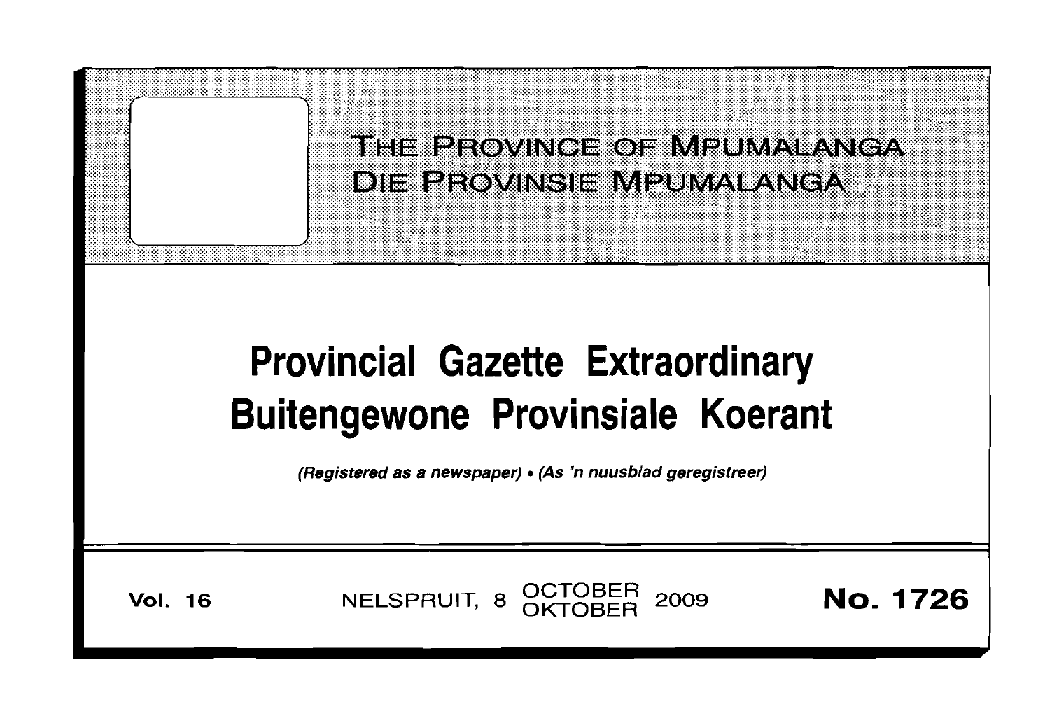# THE PROVINCE OF MPUMALANGA
# DIE PROVINSIE MPUMALANGA

# Provincial Gazette Extraordinary
# Buitengewone Provinsiale Koerant

*(Registered as a newspaper)* • *(As 'n nuusblad geregistreer)*

**Vol. 16** NELSPRUIT, 8 OCTOBER OKTOBER 2009 **No. 1726**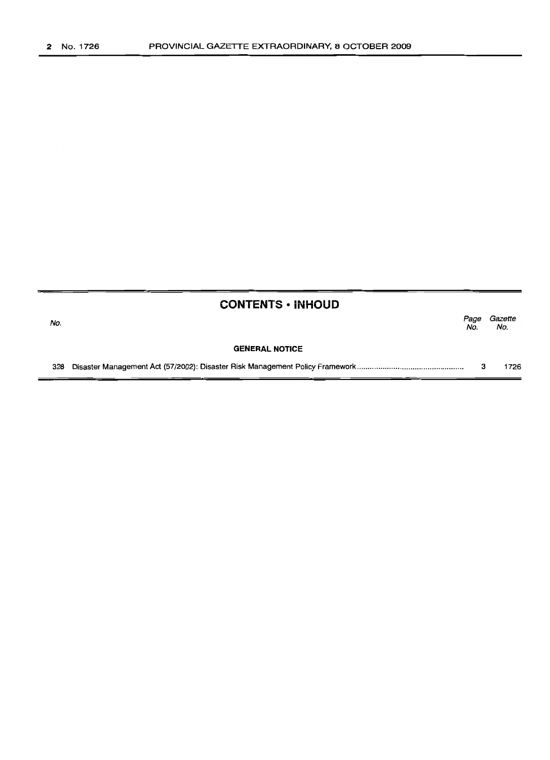## CONTENTS • INHOUD

| No. | | Page No. | Gazette No. |
|---|---|---|---|
| | **GENERAL NOTICE** | | |
| 328 | Disaster Management Act (57/2002): Disaster Risk Management Policy Framework | 3 | 1726 |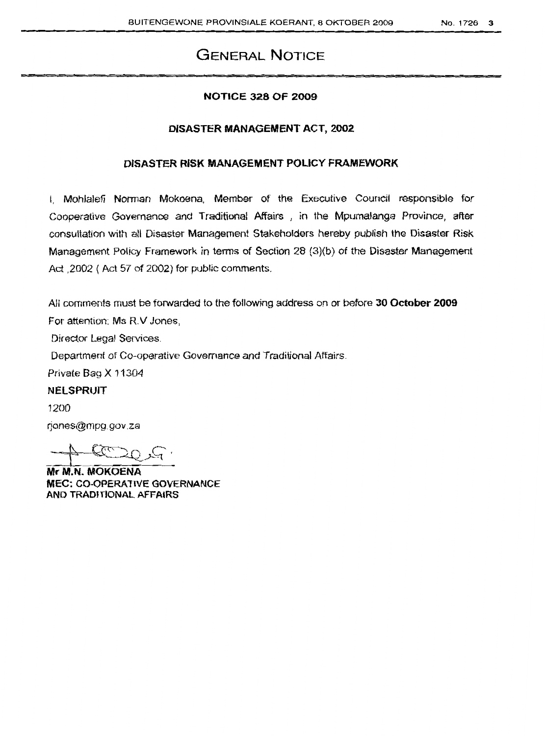# GENERAL NOTICE

## NOTICE 328 OF 2009

## DISASTER MANAGEMENT ACT, 2002

## DISASTER RISK MANAGEMENT POLICY FRAMEWORK

I, Mohlalefi Norman Mokoena, Member of the Executive Council responsible for Cooperative Governance and Traditional Affairs , in the Mpumalanga Province, after consultation with all Disaster Management Stakeholders hereby publish the Disaster Risk Management Policy Framework in terms of Section 28 (3)(b) of the Disaster Management Act ,2002 ( Act 57 of 2002) for public comments.

All comments must be forwarded to the following address on or before **30 October 2009**

For attention: Ms R.V Jones,

Director Legal Services.

Department of Co-operative Governance and Traditional Affairs.

Private Bag X 11304

**NELSPRUIT**

1200

rjones@mpg.gov.za

**Mr M.N. MOKOENA**
**MEC: CO-OPERATIVE GOVERNANCE AND TRADITIONAL AFFAIRS**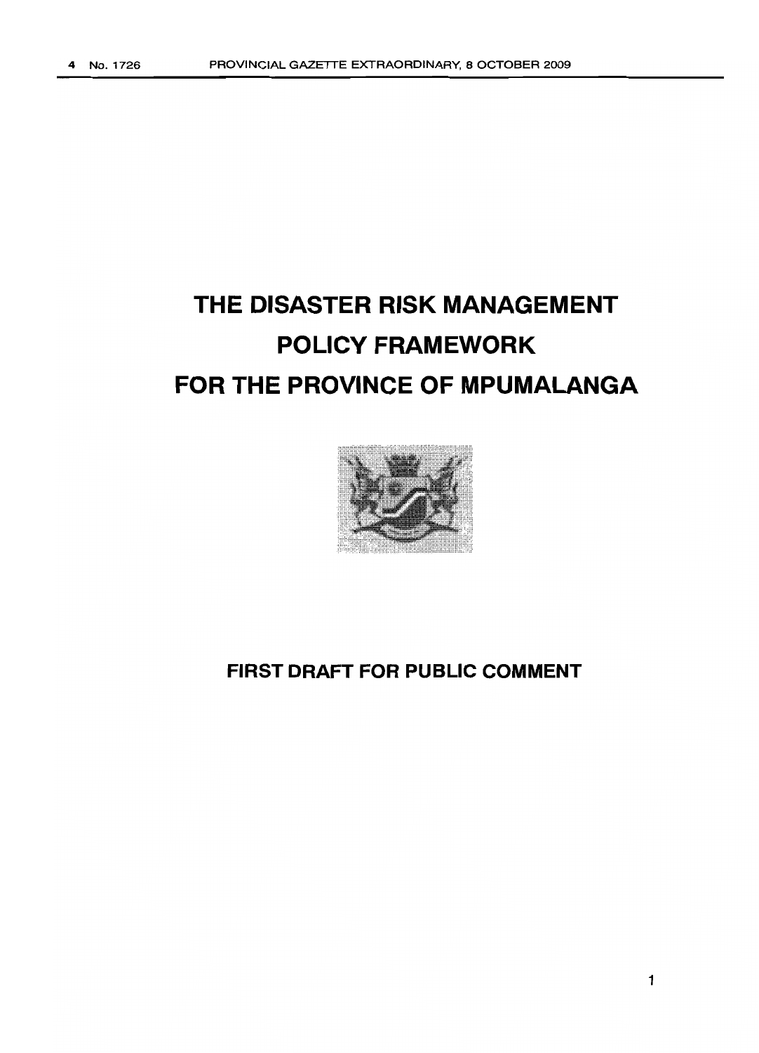# THE DISASTER RISK MANAGEMENT POLICY FRAMEWORK FOR THE PROVINCE OF MPUMALANGA

**FIRST DRAFT FOR PUBLIC COMMENT**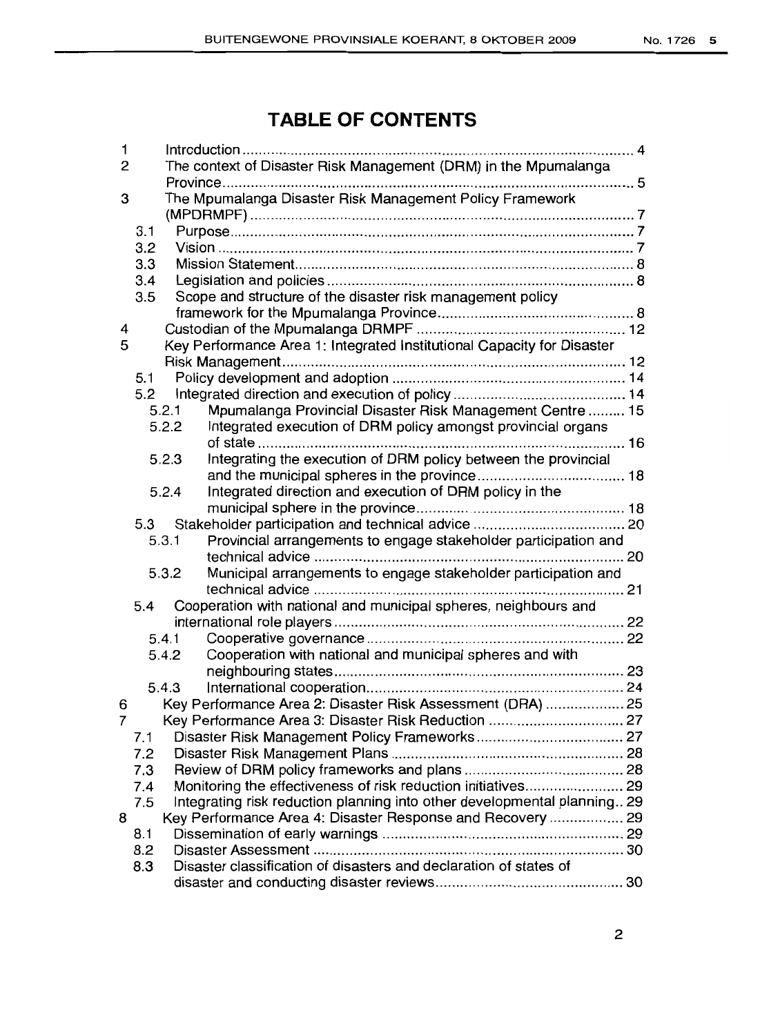# TABLE OF CONTENTS

1 Introduction ..... 4
2 The context of Disaster Risk Management (DRM) in the Mpumalanga Province ..... 5
3 The Mpumalanga Disaster Risk Management Policy Framework (MPDRMPF) ..... 7
   3.1 Purpose ..... 7
   3.2 Vision ..... 7
   3.3 Mission Statement ..... 8
   3.4 Legislation and policies ..... 8
   3.5 Scope and structure of the disaster risk management policy framework for the Mpumalanga Province ..... 8
4 Custodian of the Mpumalanga DRMPF ..... 12
5 Key Performance Area 1: Integrated Institutional Capacity for Disaster Risk Management ..... 12
   5.1 Policy development and adoption ..... 14
   5.2 Integrated direction and execution of policy ..... 14
      5.2.1 Mpumalanga Provincial Disaster Risk Management Centre ..... 15
      5.2.2 Integrated execution of DRM policy amongst provincial organs of state ..... 16
      5.2.3 Integrating the execution of DRM policy between the provincial and the municipal spheres in the province ..... 18
      5.2.4 Integrated direction and execution of DRM policy in the municipal sphere in the province ..... 18
   5.3 Stakeholder participation and technical advice ..... 20
      5.3.1 Provincial arrangements to engage stakeholder participation and technical advice ..... 20
      5.3.2 Municipal arrangements to engage stakeholder participation and technical advice ..... 21
   5.4 Cooperation with national and municipal spheres, neighbours and international role players ..... 22
      5.4.1 Cooperative governance ..... 22
      5.4.2 Cooperation with national and municipal spheres and with neighbouring states ..... 23
      5.4.3 International cooperation ..... 24
6 Key Performance Area 2: Disaster Risk Assessment (DRA) ..... 25
7 Key Performance Area 3: Disaster Risk Reduction ..... 27
   7.1 Disaster Risk Management Policy Frameworks ..... 27
   7.2 Disaster Risk Management Plans ..... 28
   7.3 Review of DRM policy frameworks and plans ..... 28
   7.4 Monitoring the effectiveness of risk reduction initiatives ..... 29
   7.5 Integrating risk reduction planning into other developmental planning.. 29
8 Key Performance Area 4: Disaster Response and Recovery ..... 29
   8.1 Dissemination of early warnings ..... 29
   8.2 Disaster Assessment ..... 30
   8.3 Disaster classification of disasters and declaration of states of disaster and conducting disaster reviews ..... 30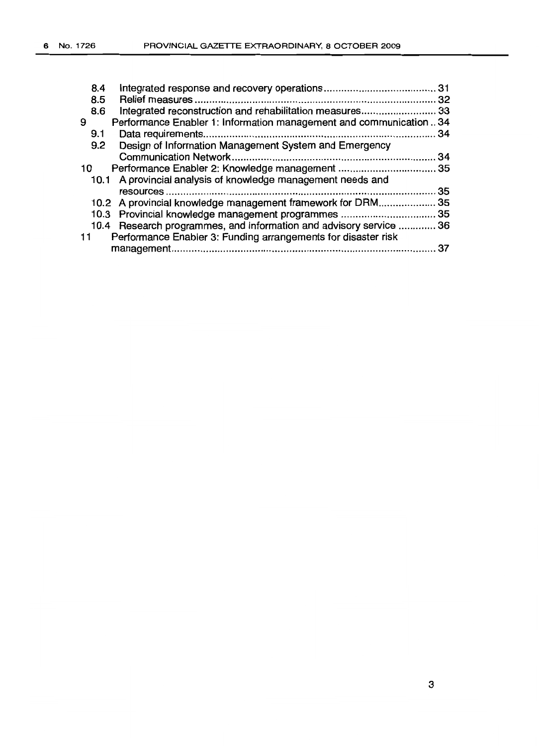8.4 Integrated response and recovery operations ........................................ 31
8.5 Relief measures ..................................................................................... 32
8.6 Integrated reconstruction and rehabilitation measures........................... 33
9 Performance Enabler 1: Information management and communication .. 34
9.1 Data requirements.................................................................................. 34
9.2 Design of Information Management System and Emergency Communication Network....................................................................... 34
10 Performance Enabler 2: Knowledge management ................................... 35
10.1 A provincial analysis of knowledge management needs and resources ............................................................................................... 35
10.2 A provincial knowledge management framework for DRM.................... 35
10.3 Provincial knowledge management programmes .................................. 35
10.4 Research programmes, and information and advisory service ............. 36
11 Performance Enabler 3: Funding arrangements for disaster risk management............................................................................................. 37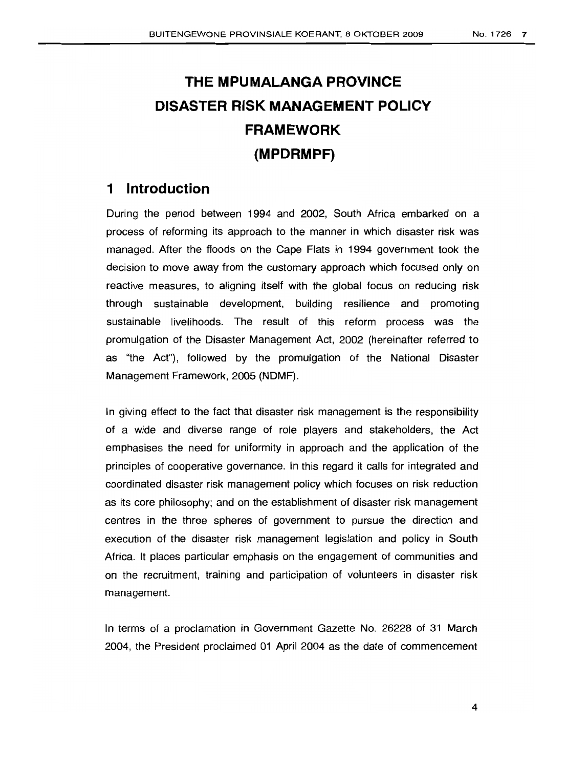# THE MPUMALANGA PROVINCE DISASTER RISK MANAGEMENT POLICY FRAMEWORK (MPDRMPF)

## 1 Introduction

During the period between 1994 and 2002, South Africa embarked on a process of reforming its approach to the manner in which disaster risk was managed. After the floods on the Cape Flats in 1994 government took the decision to move away from the customary approach which focused only on reactive measures, to aligning itself with the global focus on reducing risk through sustainable development, building resilience and promoting sustainable livelihoods. The result of this reform process was the promulgation of the Disaster Management Act, 2002 (hereinafter referred to as "the Act"), followed by the promulgation of the National Disaster Management Framework, 2005 (NDMF).

In giving effect to the fact that disaster risk management is the responsibility of a wide and diverse range of role players and stakeholders, the Act emphasises the need for uniformity in approach and the application of the principles of cooperative governance. In this regard it calls for integrated and coordinated disaster risk management policy which focuses on risk reduction as its core philosophy; and on the establishment of disaster risk management centres in the three spheres of government to pursue the direction and execution of the disaster risk management legislation and policy in South Africa. It places particular emphasis on the engagement of communities and on the recruitment, training and participation of volunteers in disaster risk management.

In terms of a proclamation in Government Gazette No. 26228 of 31 March 2004, the President proclaimed 01 April 2004 as the date of commencement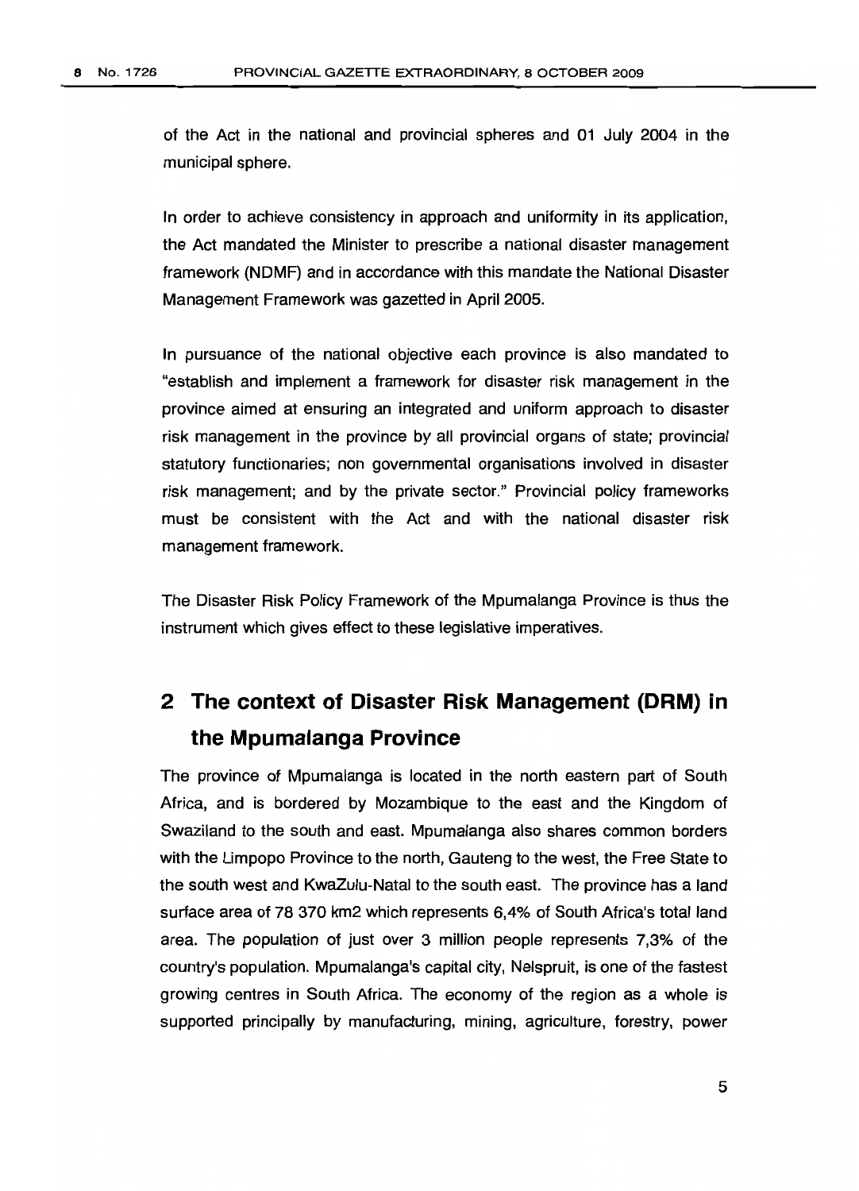of the Act in the national and provincial spheres and 01 July 2004 in the municipal sphere.

In order to achieve consistency in approach and uniformity in its application, the Act mandated the Minister to prescribe a national disaster management framework (NDMF) and in accordance with this mandate the National Disaster Management Framework was gazetted in April 2005.

In pursuance of the national objective each province is also mandated to "establish and implement a framework for disaster risk management in the province aimed at ensuring an integrated and uniform approach to disaster risk management in the province by all provincial organs of state; provincial statutory functionaries; non governmental organisations involved in disaster risk management; and by the private sector." Provincial policy frameworks must be consistent with the Act and with the national disaster risk management framework.

The Disaster Risk Policy Framework of the Mpumalanga Province is thus the instrument which gives effect to these legislative imperatives.

## 2 The context of Disaster Risk Management (DRM) in the Mpumalanga Province

The province of Mpumalanga is located in the north eastern part of South Africa, and is bordered by Mozambique to the east and the Kingdom of Swaziland to the south and east. Mpumalanga also shares common borders with the Limpopo Province to the north, Gauteng to the west, the Free State to the south west and KwaZulu-Natal to the south east. The province has a land surface area of 78 370 km2 which represents 6,4% of South Africa's total land area. The population of just over 3 million people represents 7,3% of the country's population. Mpumalanga's capital city, Nelspruit, is one of the fastest growing centres in South Africa. The economy of the region as a whole is supported principally by manufacturing, mining, agriculture, forestry, power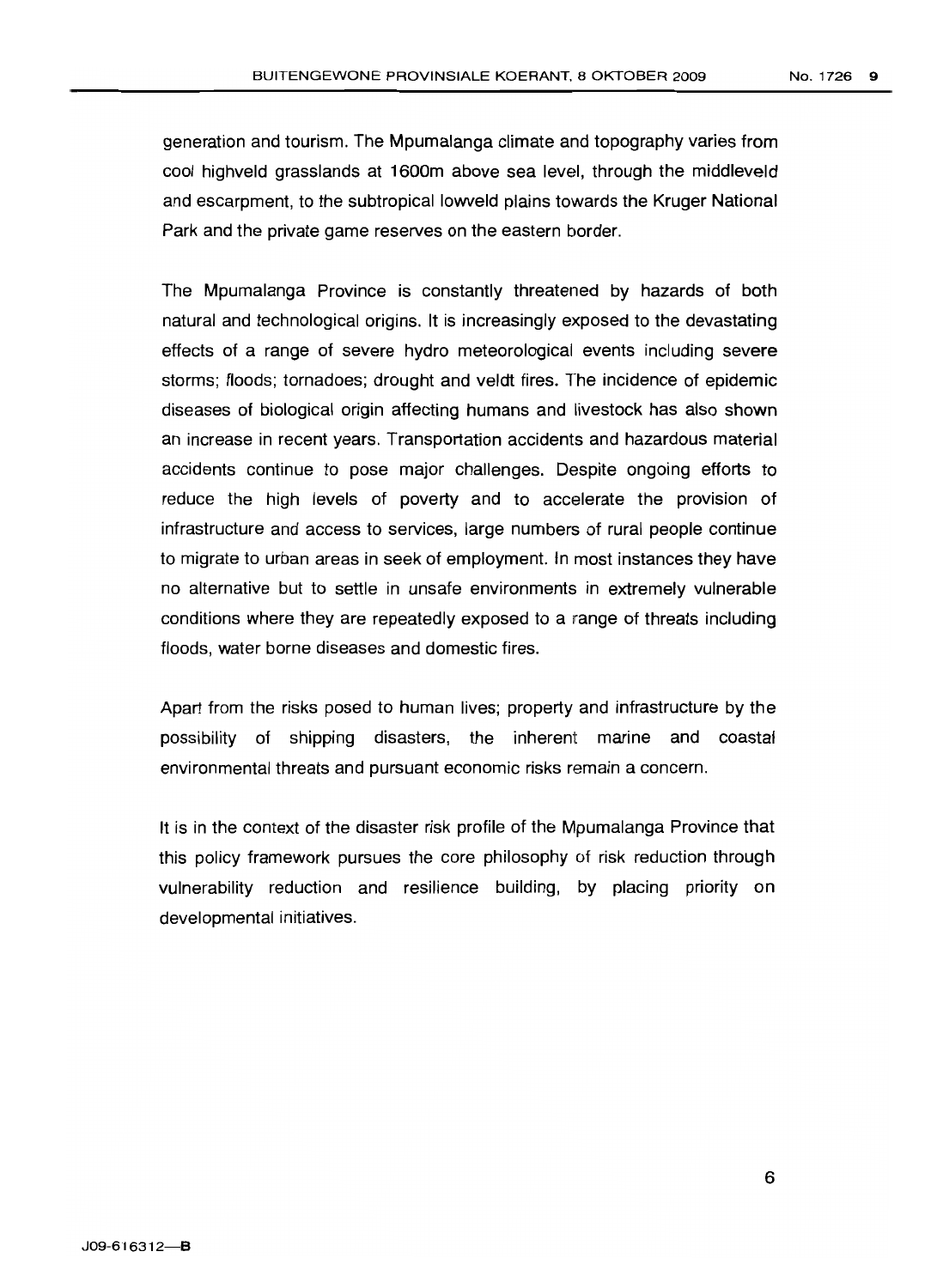generation and tourism. The Mpumalanga climate and topography varies from cool highveld grasslands at 1600m above sea level, through the middleveld and escarpment, to the subtropical lowveld plains towards the Kruger National Park and the private game reserves on the eastern border.

The Mpumalanga Province is constantly threatened by hazards of both natural and technological origins. It is increasingly exposed to the devastating effects of a range of severe hydro meteorological events including severe storms; floods; tornadoes; drought and veldt fires. The incidence of epidemic diseases of biological origin affecting humans and livestock has also shown an increase in recent years. Transportation accidents and hazardous material accidents continue to pose major challenges. Despite ongoing efforts to reduce the high levels of poverty and to accelerate the provision of infrastructure and access to services, large numbers of rural people continue to migrate to urban areas in seek of employment. In most instances they have no alternative but to settle in unsafe environments in extremely vulnerable conditions where they are repeatedly exposed to a range of threats including floods, water borne diseases and domestic fires.

Apart from the risks posed to human lives; property and infrastructure by the possibility of shipping disasters, the inherent marine and coastal environmental threats and pursuant economic risks remain a concern.

It is in the context of the disaster risk profile of the Mpumalanga Province that this policy framework pursues the core philosophy of risk reduction through vulnerability reduction and resilience building, by placing priority on developmental initiatives.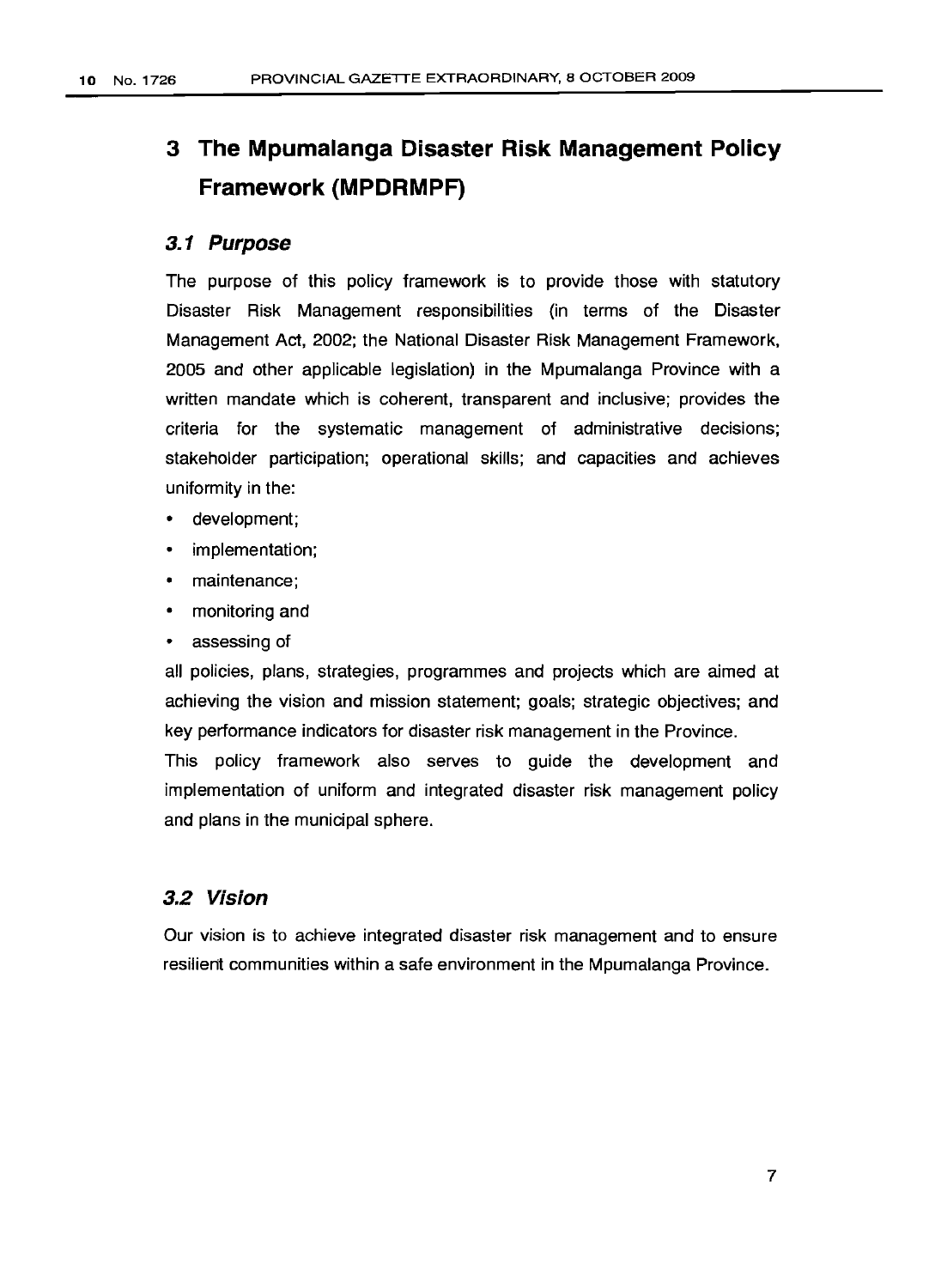# 3 The Mpumalanga Disaster Risk Management Policy Framework (MPDRMPF)

## *3.1 Purpose*

The purpose of this policy framework is to provide those with statutory Disaster Risk Management responsibilities (in terms of the Disaster Management Act, 2002; the National Disaster Risk Management Framework, 2005 and other applicable legislation) in the Mpumalanga Province with a written mandate which is coherent, transparent and inclusive; provides the criteria for the systematic management of administrative decisions; stakeholder participation; operational skills; and capacities and achieves uniformity in the:

- development;
- implementation;
- maintenance;
- monitoring and
- assessing of

all policies, plans, strategies, programmes and projects which are aimed at achieving the vision and mission statement; goals; strategic objectives; and key performance indicators for disaster risk management in the Province.

This policy framework also serves to guide the development and implementation of uniform and integrated disaster risk management policy and plans in the municipal sphere.

## *3.2 Vision*

Our vision is to achieve integrated disaster risk management and to ensure resilient communities within a safe environment in the Mpumalanga Province.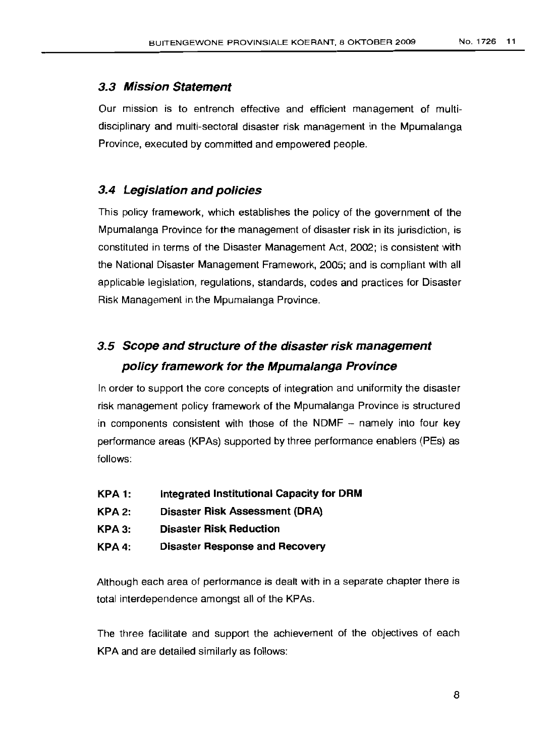### *3.3 Mission Statement*

Our mission is to entrench effective and efficient management of multi-disciplinary and multi-sectoral disaster risk management in the Mpumalanga Province, executed by committed and empowered people.

### *3.4 Legislation and policies*

This policy framework, which establishes the policy of the government of the Mpumalanga Province for the management of disaster risk in its jurisdiction, is constituted in terms of the Disaster Management Act, 2002; is consistent with the National Disaster Management Framework, 2005; and is compliant with all applicable legislation, regulations, standards, codes and practices for Disaster Risk Management in the Mpumalanga Province.

### *3.5 Scope and structure of the disaster risk management policy framework for the Mpumalanga Province*

In order to support the core concepts of integration and uniformity the disaster risk management policy framework of the Mpumalanga Province is structured in components consistent with those of the NDMF – namely into four key performance areas (KPAs) supported by three performance enablers (PEs) as follows:

**KPA 1: Integrated Institutional Capacity for DRM**
**KPA 2: Disaster Risk Assessment (DRA)**
**KPA 3: Disaster Risk Reduction**
**KPA 4: Disaster Response and Recovery**

Although each area of performance is dealt with in a separate chapter there is total interdependence amongst all of the KPAs.

The three facilitate and support the achievement of the objectives of each KPA and are detailed similarly as follows: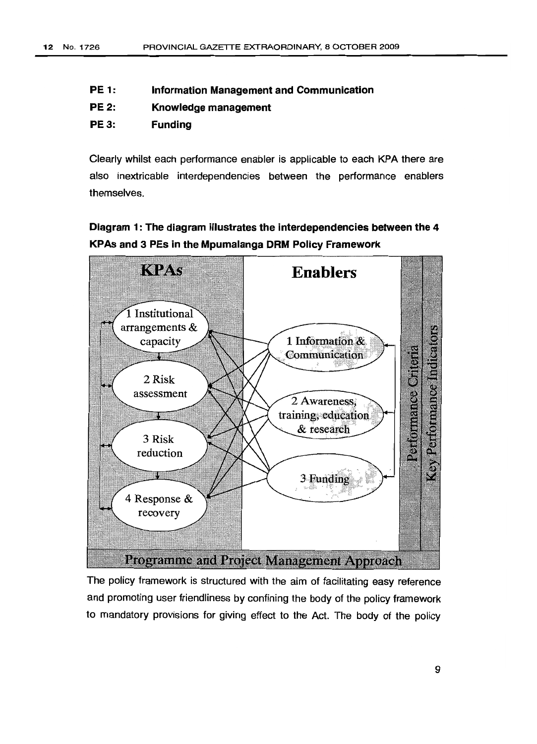**PE 1:** **Information Management and Communication**

**PE 2:** **Knowledge management**

**PE 3:** **Funding**

Clearly whilst each performance enabler is applicable to each KPA there are also inextricable interdependencies between the performance enablers themselves.

**Diagram 1: The diagram illustrates the interdependencies between the 4 KPAs and 3 PEs in the Mpumalanga DRM Policy Framework**

KPAs

1 Institutional arrangements & capacity

2 Risk assessment

3 Risk reduction

4 Response & recovery

Enablers

1 Information & Communication

2 Awareness, training, education & research

3 Funding

Performance Criteria

Key Performance Indicators

Programme and Project Management Approach

The policy framework is structured with the aim of facilitating easy reference and promoting user friendliness by confining the body of the policy framework to mandatory provisions for giving effect to the Act. The body of the policy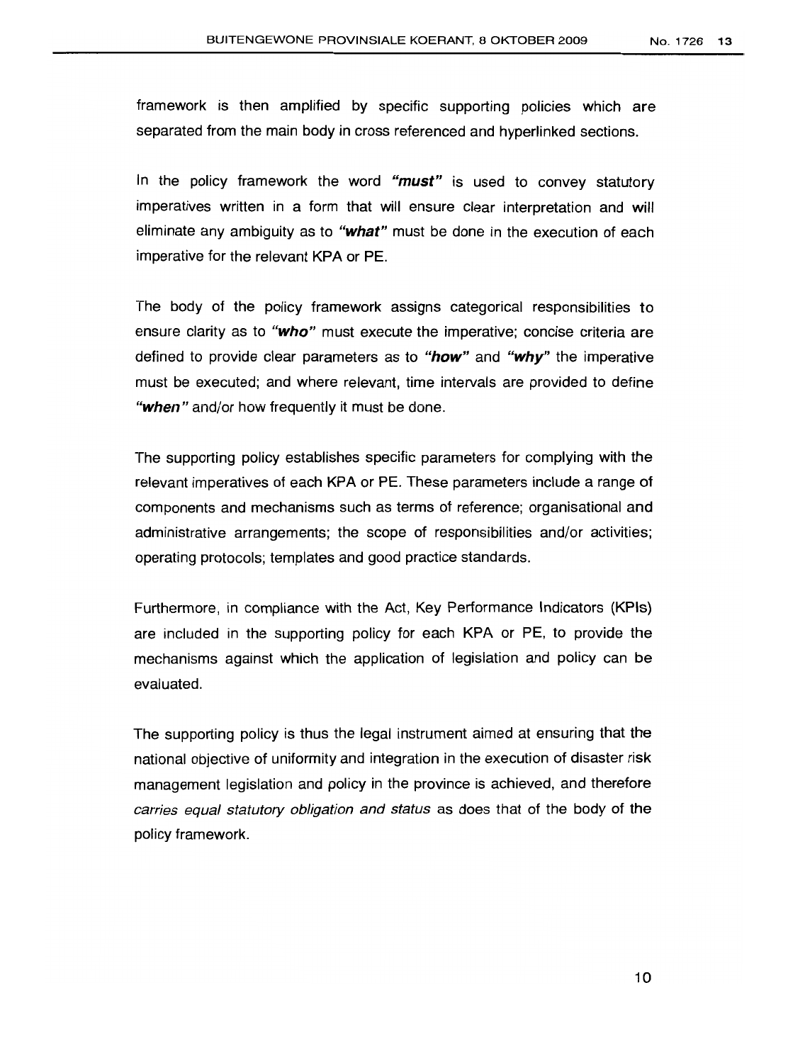framework is then amplified by specific supporting policies which are separated from the main body in cross referenced and hyperlinked sections.

In the policy framework the word ***"must"*** is used to convey statutory imperatives written in a form that will ensure clear interpretation and will eliminate any ambiguity as to ***"what"*** must be done in the execution of each imperative for the relevant KPA or PE.

The body of the policy framework assigns categorical responsibilities to ensure clarity as to ***"who"*** must execute the imperative; concise criteria are defined to provide clear parameters as to ***"how"*** and ***"why"*** the imperative must be executed; and where relevant, time intervals are provided to define ***"when"*** and/or how frequently it must be done.

The supporting policy establishes specific parameters for complying with the relevant imperatives of each KPA or PE. These parameters include a range of components and mechanisms such as terms of reference; organisational and administrative arrangements; the scope of responsibilities and/or activities; operating protocols; templates and good practice standards.

Furthermore, in compliance with the Act, Key Performance Indicators (KPIs) are included in the supporting policy for each KPA or PE, to provide the mechanisms against which the application of legislation and policy can be evaluated.

The supporting policy is thus the legal instrument aimed at ensuring that the national objective of uniformity and integration in the execution of disaster risk management legislation and policy in the province is achieved, and therefore *carries equal statutory obligation and status* as does that of the body of the policy framework.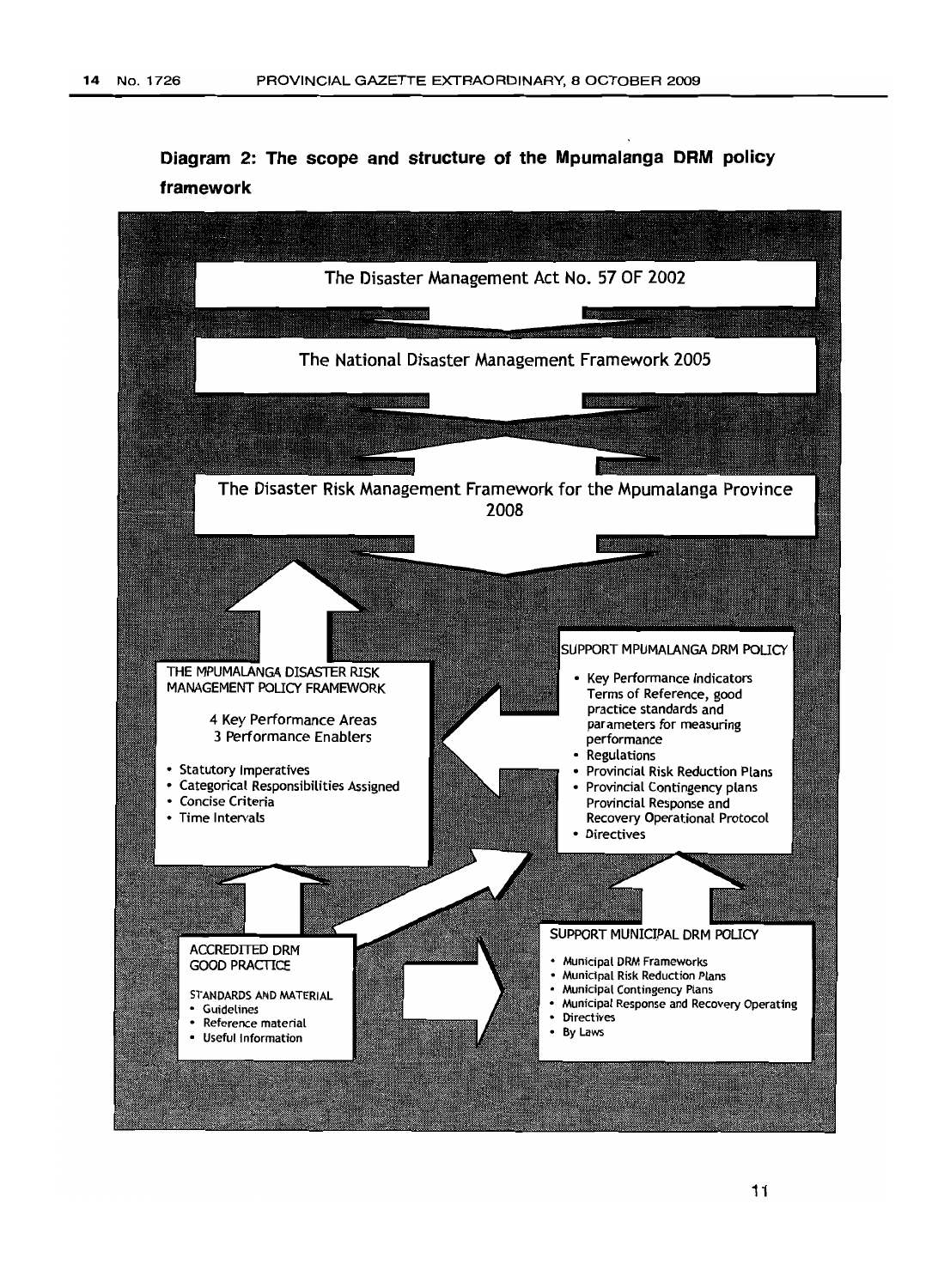**Diagram 2: The scope and structure of the Mpumalanga DRM policy framework**

The Disaster Management Act No. 57 OF 2002

The National Disaster Management Framework 2005

The Disaster Risk Management Framework for the Mpumalanga Province 2008

THE MPUMALANGA DISASTER RISK MANAGEMENT POLICY FRAMEWORK

4 Key Performance Areas
3 Performance Enablers

- Statutory Imperatives
- Categorical Responsibilities Assigned
- Concise Criteria
- Time Intervals

SUPPORT MPUMALANGA DRM POLICY

- Key Performance Indicators Terms of Reference, good practice standards and parameters for measuring performance
- Regulations
- Provincial Risk Reduction Plans
- Provincial Contingency plans Provincial Response and Recovery Operational Protocol
- Directives

ACCREDITED DRM GOOD PRACTICE

STANDARDS AND MATERIAL
- Guidelines
- Reference material
- Useful Information

SUPPORT MUNICIPAL DRM POLICY

- Municipal DRM Frameworks
- Municipal Risk Reduction Plans
- Municipal Contingency Plans
- Municipal Response and Recovery Operating
- Directives
- By Laws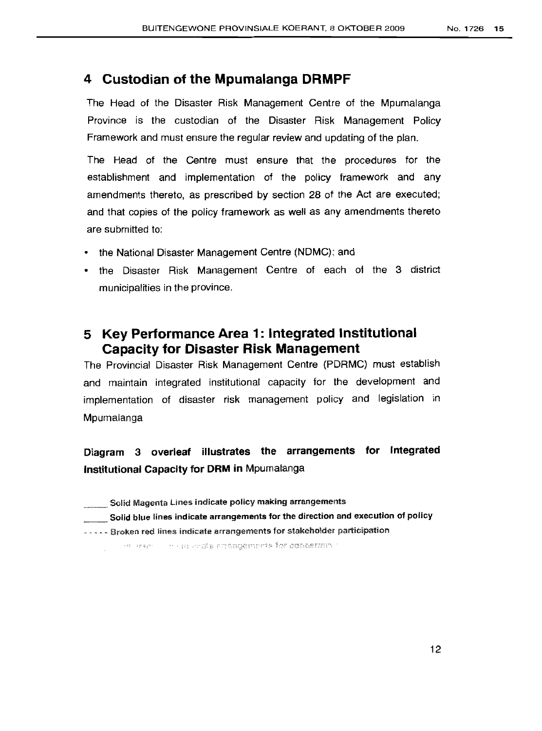## 4 Custodian of the Mpumalanga DRMPF

The Head of the Disaster Risk Management Centre of the Mpumalanga Province is the custodian of the Disaster Risk Management Policy Framework and must ensure the regular review and updating of the plan.

The Head of the Centre must ensure that the procedures for the establishment and implementation of the policy framework and any amendments thereto, as prescribed by section 28 of the Act are executed; and that copies of the policy framework as well as any amendments thereto are submitted to:

- the National Disaster Management Centre (NDMC); and
- the Disaster Risk Management Centre of each of the 3 district municipalities in the province.

## 5 Key Performance Area 1: Integrated Institutional Capacity for Disaster Risk Management

The Provincial Disaster Risk Management Centre (PDRMC) must establish and maintain integrated institutional capacity for the development and implementation of disaster risk management policy and legislation in Mpumalanga

**Diagram 3 overleaf illustrates the arrangements for Integrated Institutional Capacity for DRM in** Mpumalanga

_____ Solid Magenta Lines indicate policy making arrangements

_____ Solid blue lines indicate arrangements for the direction and execution of policy

- - - - - Broken red lines indicate arrangements for stakeholder participation

..... indicate arrangements for coordination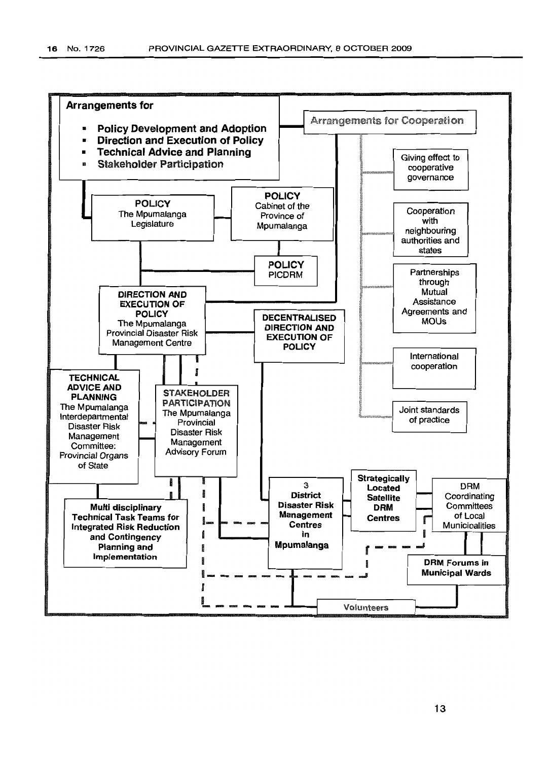**Arrangements for**

- **Policy Development and Adoption**
- **Direction and Execution of Policy**
- **Technical Advice and Planning**
- **Stakeholder Participation**

**Arrangements for Cooperation**

- Giving effect to cooperative governance
- Cooperation with neighbouring authorities and states
- Partnerships through Mutual Assistance Agreements and MOUs
- International cooperation
- Joint standards of practice

**POLICY**
The Mpumalanga Legislature

**POLICY**
Cabinet of the Province of Mpumalanga

**POLICY**
PICDRM

**DIRECTION AND EXECUTION OF POLICY**
The Mpumalanga Provincial Disaster Risk Management Centre

**DECENTRALISED DIRECTION AND EXECUTION OF POLICY**

**TECHNICAL ADVICE AND PLANNING**
The Mpumalanga Interdepartmental Disaster Risk Management Committee: *Provincial Organs of State*

**STAKEHOLDER PARTICIPATION**
The Mpumalanga Provincial Disaster Risk Management Advisory Forum

**Multi disciplinary Technical Task Teams for Integrated Risk Reduction and Contingency Planning and Implementation**

**3 District Disaster Risk Management Centres in Mpumalanga**

**Strategically Located Satellite DRM Centres**

DRM Coordinating Committees of Local Municipalities

**DRM Forums in Municipal Wards**

Volunteers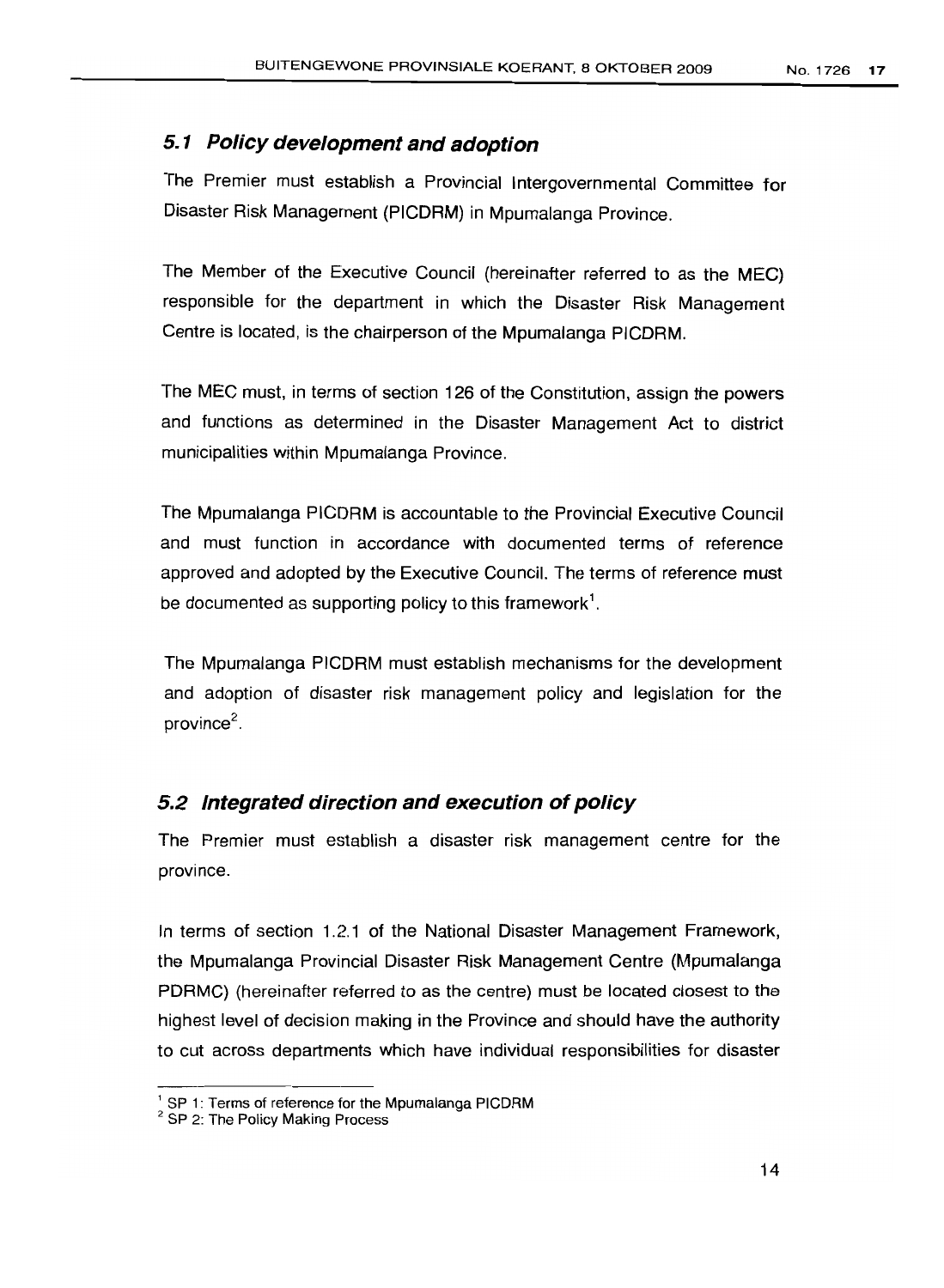## *5.1 Policy development and adoption*

The Premier must establish a Provincial Intergovernmental Committee for Disaster Risk Management (PICDRM) in Mpumalanga Province.

The Member of the Executive Council (hereinafter referred to as the MEC) responsible for the department in which the Disaster Risk Management Centre is located, is the chairperson of the Mpumalanga PICDRM.

The MEC must, in terms of section 126 of the Constitution, assign the powers and functions as determined in the Disaster Management Act to district municipalities within Mpumalanga Province.

The Mpumalanga PICDRM is accountable to the Provincial Executive Council and must function in accordance with documented terms of reference approved and adopted by the Executive Council. The terms of reference must be documented as supporting policy to this framework[1].

The Mpumalanga PICDRM must establish mechanisms for the development and adoption of disaster risk management policy and legislation for the province[2].

## *5.2 Integrated direction and execution of policy*

The Premier must establish a disaster risk management centre for the province.

In terms of section 1.2.1 of the National Disaster Management Framework, the Mpumalanga Provincial Disaster Risk Management Centre (Mpumalanga PDRMC) (hereinafter referred to as the centre) must be located closest to the highest level of decision making in the Province and should have the authority to cut across departments which have individual responsibilities for disaster

---

[1] SP 1: Terms of reference for the Mpumalanga PICDRM

[2] SP 2: The Policy Making Process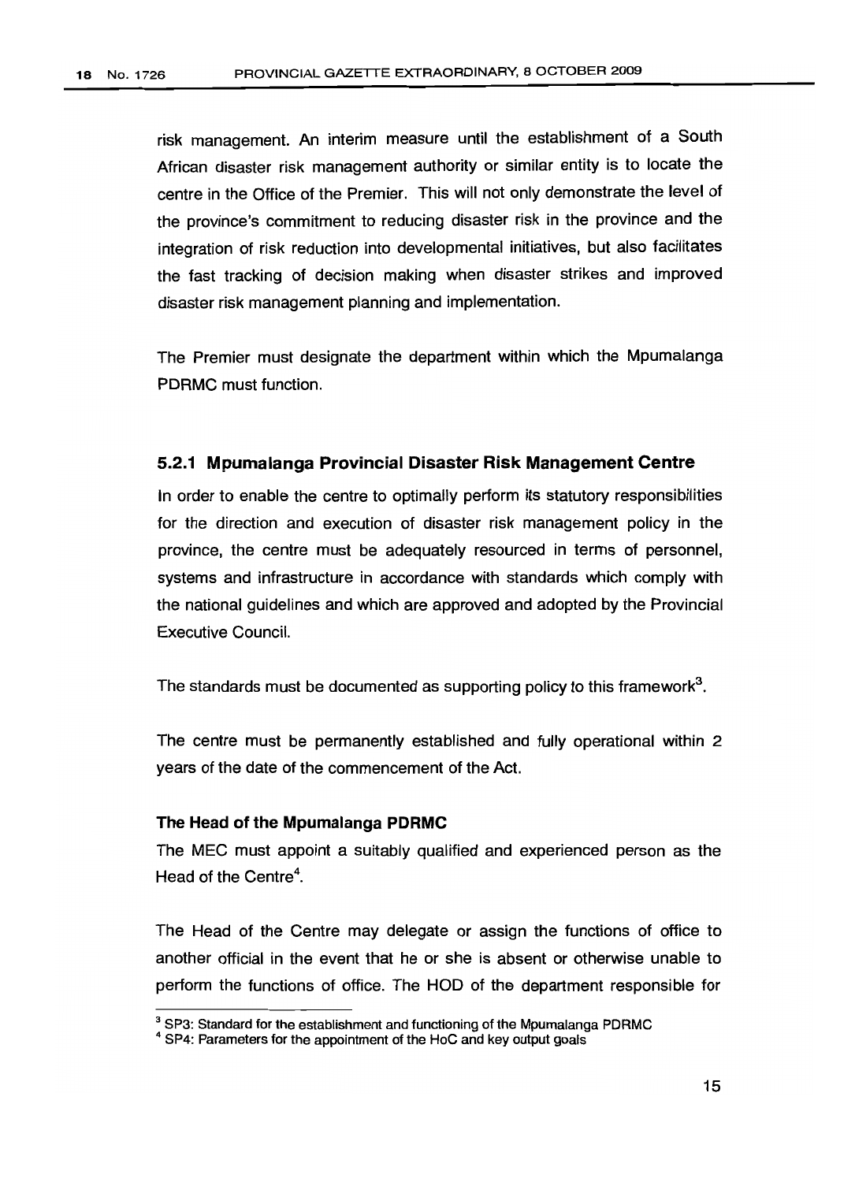risk management. An interim measure until the establishment of a South African disaster risk management authority or similar entity is to locate the centre in the Office of the Premier. This will not only demonstrate the level of the province's commitment to reducing disaster risk in the province and the integration of risk reduction into developmental initiatives, but also facilitates the fast tracking of decision making when disaster strikes and improved disaster risk management planning and implementation.

The Premier must designate the department within which the Mpumalanga PDRMC must function.

### 5.2.1 Mpumalanga Provincial Disaster Risk Management Centre

In order to enable the centre to optimally perform its statutory responsibilities for the direction and execution of disaster risk management policy in the province, the centre must be adequately resourced in terms of personnel, systems and infrastructure in accordance with standards which comply with the national guidelines and which are approved and adopted by the Provincial Executive Council.

The standards must be documented as supporting policy to this framework[3].

The centre must be permanently established and fully operational within 2 years of the date of the commencement of the Act.

**The Head of the Mpumalanga PDRMC**

The MEC must appoint a suitably qualified and experienced person as the Head of the Centre[4].

The Head of the Centre may delegate or assign the functions of office to another official in the event that he or she is absent or otherwise unable to perform the functions of office. The HOD of the department responsible for

---

[3] SP3: Standard for the establishment and functioning of the Mpumalanga PDRMC

[4] SP4: Parameters for the appointment of the HoC and key output goals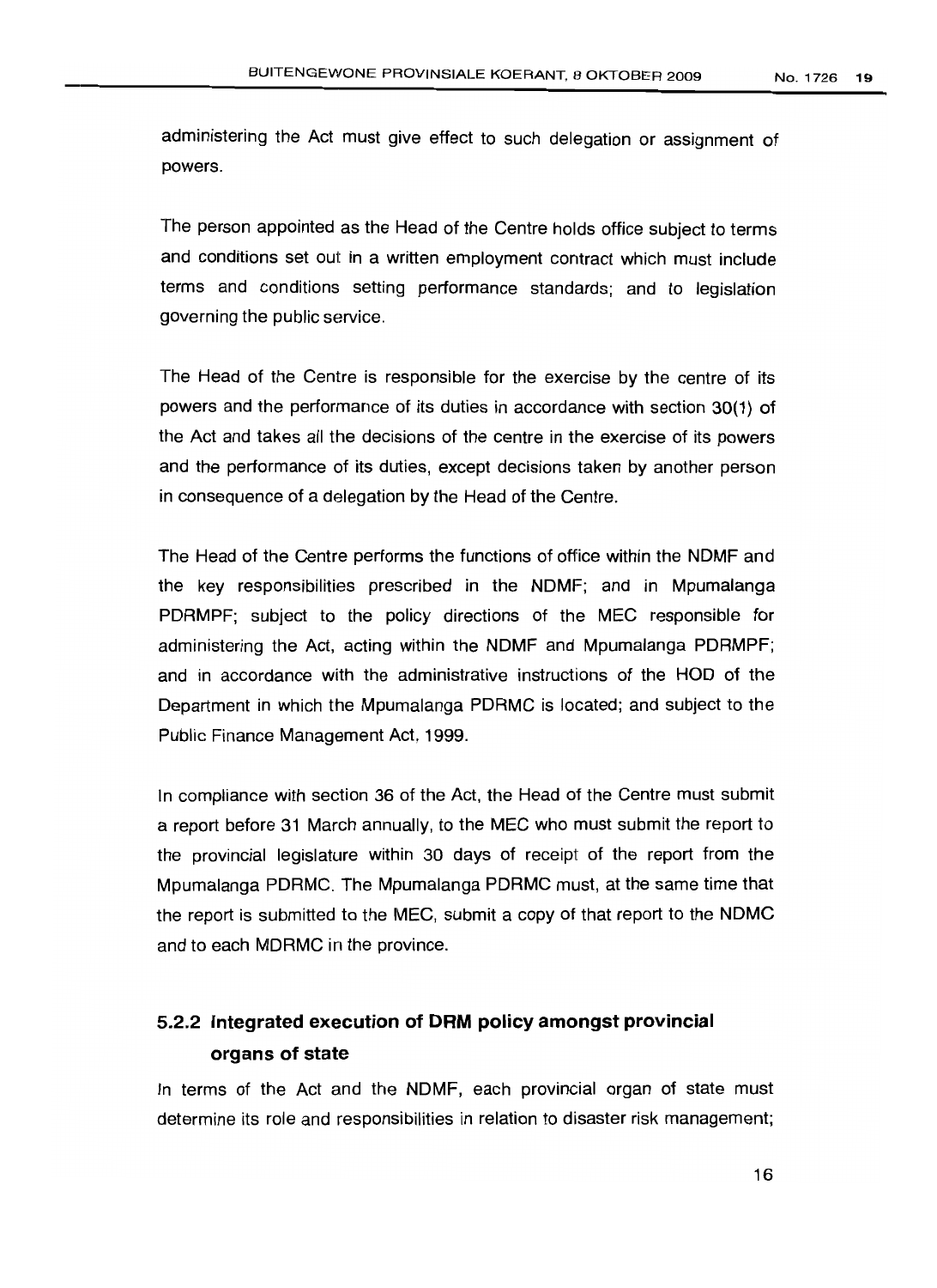administering the Act must give effect to such delegation or assignment of powers.

The person appointed as the Head of the Centre holds office subject to terms and conditions set out in a written employment contract which must include terms and conditions setting performance standards; and to legislation governing the public service.

The Head of the Centre is responsible for the exercise by the centre of its powers and the performance of its duties in accordance with section 30(1) of the Act and takes all the decisions of the centre in the exercise of its powers and the performance of its duties, except decisions taken by another person in consequence of a delegation by the Head of the Centre.

The Head of the Centre performs the functions of office within the NDMF and the key responsibilities prescribed in the NDMF; and in Mpumalanga PDRMPF; subject to the policy directions of the MEC responsible for administering the Act, acting within the NDMF and Mpumalanga PDRMPF; and in accordance with the administrative instructions of the HOD of the Department in which the Mpumalanga PDRMC is located; and subject to the Public Finance Management Act, 1999.

In compliance with section 36 of the Act, the Head of the Centre must submit a report before 31 March annually, to the MEC who must submit the report to the provincial legislature within 30 days of receipt of the report from the Mpumalanga PDRMC. The Mpumalanga PDRMC must, at the same time that the report is submitted to the MEC, submit a copy of that report to the NDMC and to each MDRMC in the province.

### 5.2.2 Integrated execution of DRM policy amongst provincial organs of state

In terms of the Act and the NDMF, each provincial organ of state must determine its role and responsibilities in relation to disaster risk management;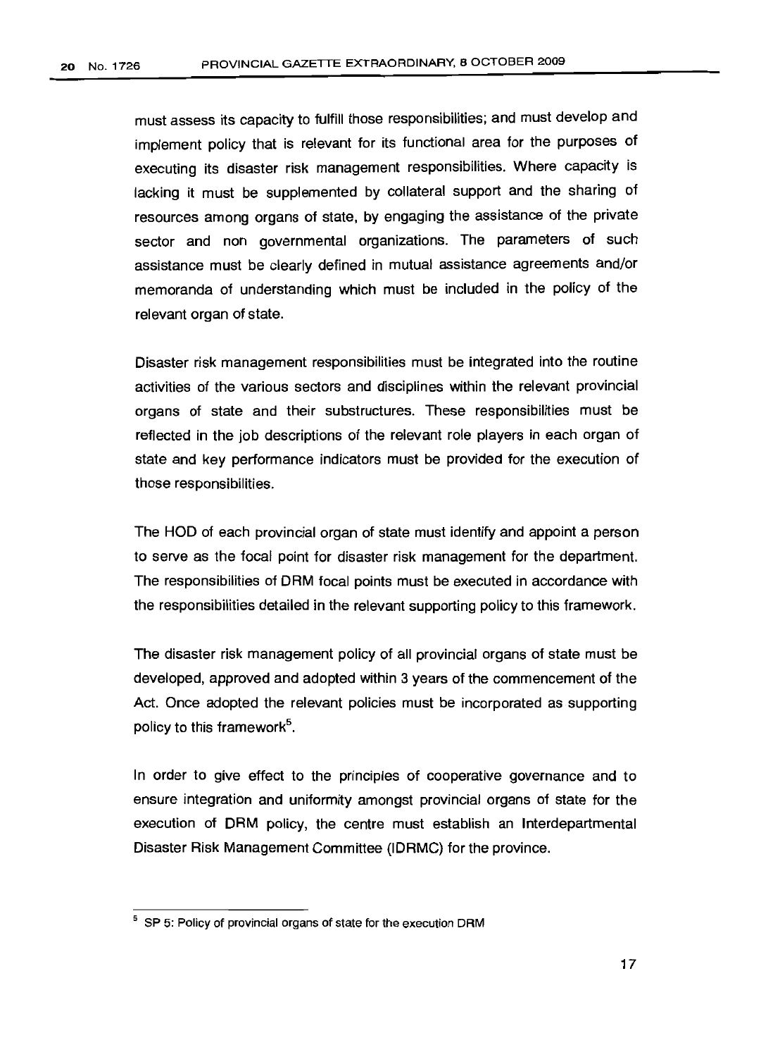must assess its capacity to fulfill those responsibilities; and must develop and implement policy that is relevant for its functional area for the purposes of executing its disaster risk management responsibilities. Where capacity is lacking it must be supplemented by collateral support and the sharing of resources among organs of state, by engaging the assistance of the private sector and non governmental organizations. The parameters of such assistance must be clearly defined in mutual assistance agreements and/or memoranda of understanding which must be included in the policy of the relevant organ of state.

Disaster risk management responsibilities must be integrated into the routine activities of the various sectors and disciplines within the relevant provincial organs of state and their substructures. These responsibilities must be reflected in the job descriptions of the relevant role players in each organ of state and key performance indicators must be provided for the execution of those responsibilities.

The HOD of each provincial organ of state must identify and appoint a person to serve as the focal point for disaster risk management for the department. The responsibilities of DRM focal points must be executed in accordance with the responsibilities detailed in the relevant supporting policy to this framework.

The disaster risk management policy of all provincial organs of state must be developed, approved and adopted within 3 years of the commencement of the Act. Once adopted the relevant policies must be incorporated as supporting policy to this framework[5].

In order to give effect to the principles of cooperative governance and to ensure integration and uniformity amongst provincial organs of state for the execution of DRM policy, the centre must establish an Interdepartmental Disaster Risk Management Committee (IDRMC) for the province.

---

[5] SP 5: Policy of provincial organs of state for the execution DRM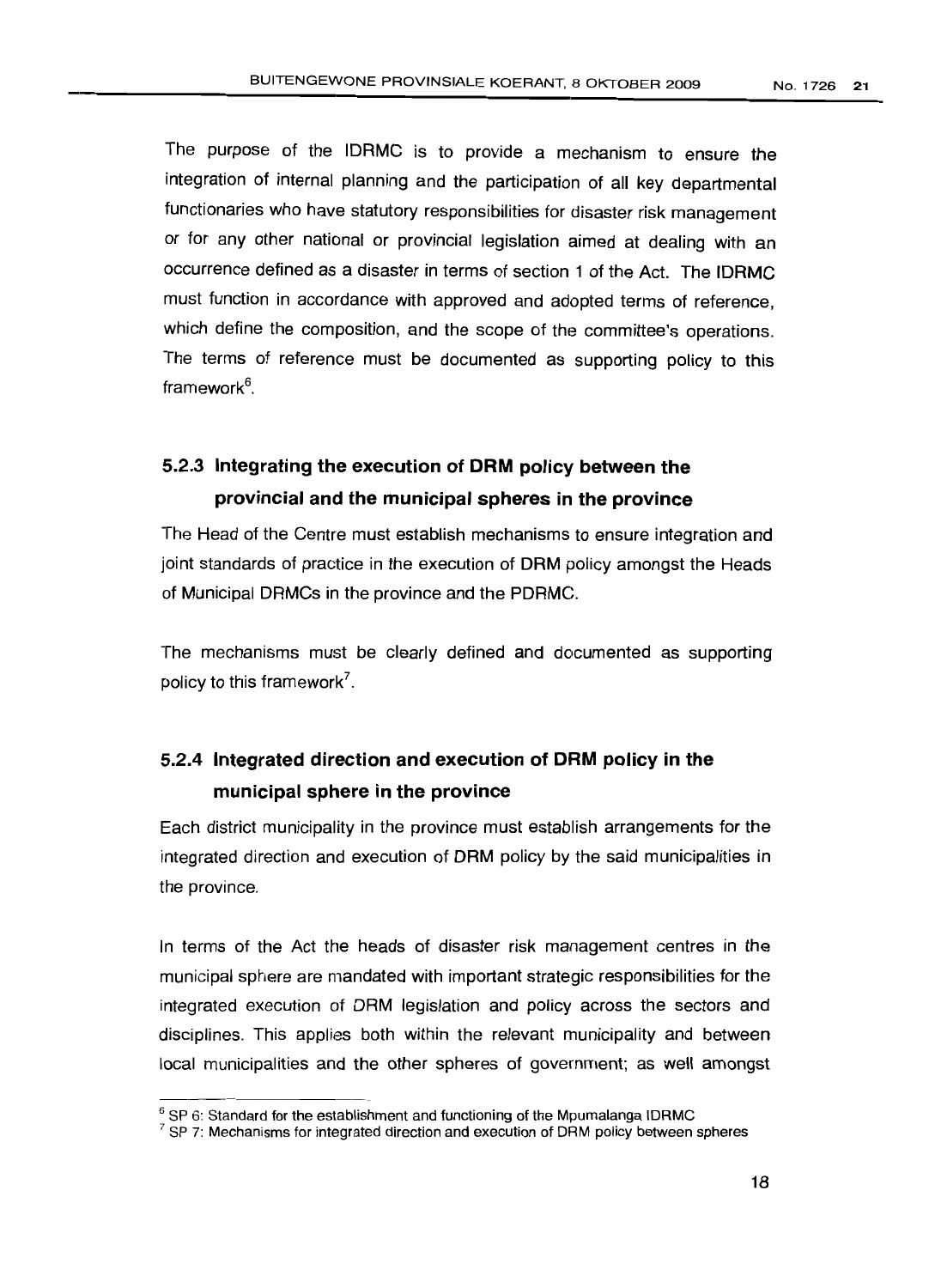The purpose of the IDRMC is to provide a mechanism to ensure the integration of internal planning and the participation of all key departmental functionaries who have statutory responsibilities for disaster risk management or for any other national or provincial legislation aimed at dealing with an occurrence defined as a disaster in terms of section 1 of the Act. The IDRMC must function in accordance with approved and adopted terms of reference, which define the composition, and the scope of the committee's operations. The terms of reference must be documented as supporting policy to this framework[6].

### 5.2.3 Integrating the execution of DRM policy between the provincial and the municipal spheres in the province

The Head of the Centre must establish mechanisms to ensure integration and joint standards of practice in the execution of DRM policy amongst the Heads of Municipal DRMCs in the province and the PDRMC.

The mechanisms must be clearly defined and documented as supporting policy to this framework[7].

### 5.2.4 Integrated direction and execution of DRM policy in the municipal sphere in the province

Each district municipality in the province must establish arrangements for the integrated direction and execution of DRM policy by the said municipalities in the province.

In terms of the Act the heads of disaster risk management centres in the municipal sphere are mandated with important strategic responsibilities for the integrated execution of DRM legislation and policy across the sectors and disciplines. This applies both within the relevant municipality and between local municipalities and the other spheres of government; as well amongst

---

[6] SP 6: Standard for the establishment and functioning of the Mpumalanga IDRMC

[7] SP 7: Mechanisms for integrated direction and execution of DRM policy between spheres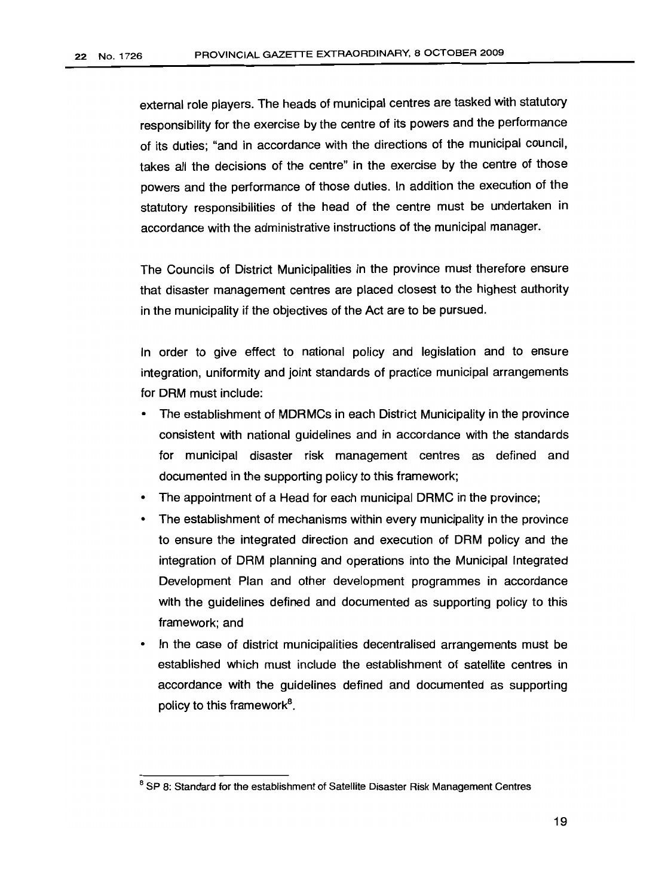external role players. The heads of municipal centres are tasked with statutory responsibility for the exercise by the centre of its powers and the performance of its duties; "and in accordance with the directions of the municipal council, takes all the decisions of the centre" in the exercise by the centre of those powers and the performance of those duties. In addition the execution of the statutory responsibilities of the head of the centre must be undertaken in accordance with the administrative instructions of the municipal manager.

The Councils of District Municipalities in the province must therefore ensure that disaster management centres are placed closest to the highest authority in the municipality if the objectives of the Act are to be pursued.

In order to give effect to national policy and legislation and to ensure integration, uniformity and joint standards of practice municipal arrangements for DRM must include:

- The establishment of MDRMCs in each District Municipality in the province consistent with national guidelines and in accordance with the standards for municipal disaster risk management centres as defined and documented in the supporting policy to this framework;
- The appointment of a Head for each municipal DRMC in the province;
- The establishment of mechanisms within every municipality in the province to ensure the integrated direction and execution of DRM policy and the integration of DRM planning and operations into the Municipal Integrated Development Plan and other development programmes in accordance with the guidelines defined and documented as supporting policy to this framework; and
- In the case of district municipalities decentralised arrangements must be established which must include the establishment of satellite centres in accordance with the guidelines defined and documented as supporting policy to this framework[8].

[8] SP 8: Standard for the establishment of Satellite Disaster Risk Management Centres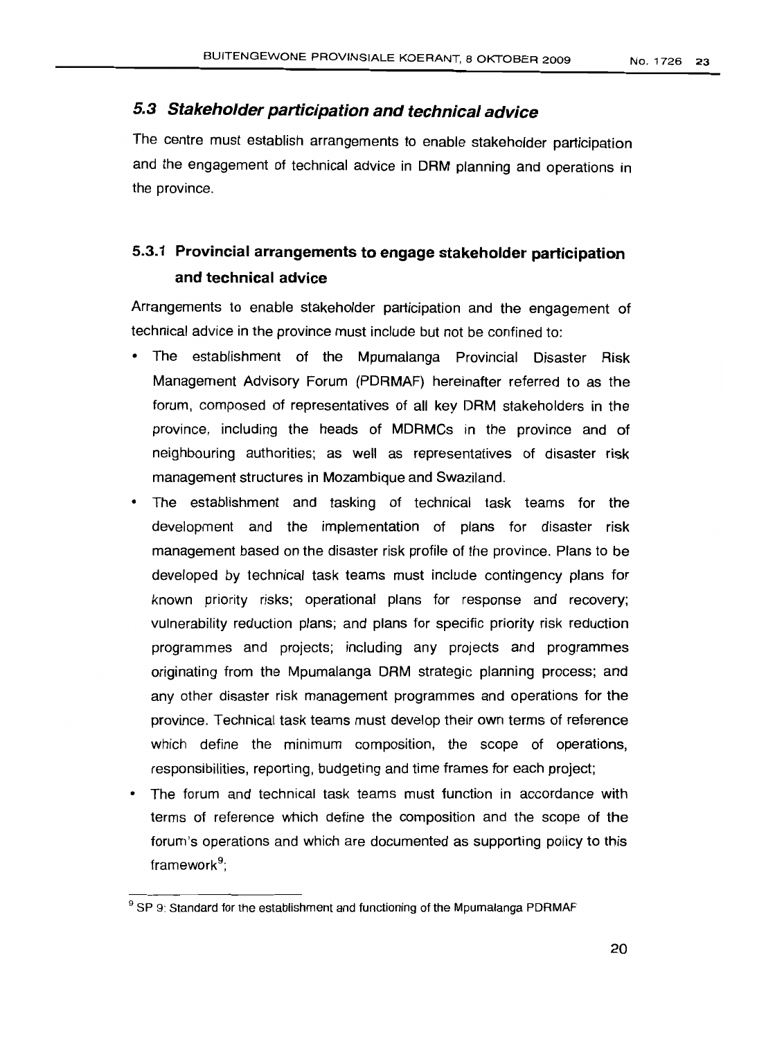## 5.3 Stakeholder participation and technical advice

The centre must establish arrangements to enable stakeholder participation and the engagement of technical advice in DRM planning and operations in the province.

### 5.3.1 Provincial arrangements to engage stakeholder participation and technical advice

Arrangements to enable stakeholder participation and the engagement of technical advice in the province must include but not be confined to:

- The establishment of the Mpumalanga Provincial Disaster Risk Management Advisory Forum (PDRMAF) hereinafter referred to as the forum, composed of representatives of all key DRM stakeholders in the province, including the heads of MDRMCs in the province and of neighbouring authorities; as well as representatives of disaster risk management structures in Mozambique and Swaziland.
- The establishment and tasking of technical task teams for the development and the implementation of plans for disaster risk management based on the disaster risk profile of the province. Plans to be developed by technical task teams must include contingency plans for known priority risks; operational plans for response and recovery; vulnerability reduction plans; and plans for specific priority risk reduction programmes and projects; including any projects and programmes originating from the Mpumalanga DRM strategic planning process; and any other disaster risk management programmes and operations for the province. Technical task teams must develop their own terms of reference which define the minimum composition, the scope of operations, responsibilities, reporting, budgeting and time frames for each project;
- The forum and technical task teams must function in accordance with terms of reference which define the composition and the scope of the forum's operations and which are documented as supporting policy to this framework[9];

[9] SP 9: Standard for the establishment and functioning of the Mpumalanga PDRMAF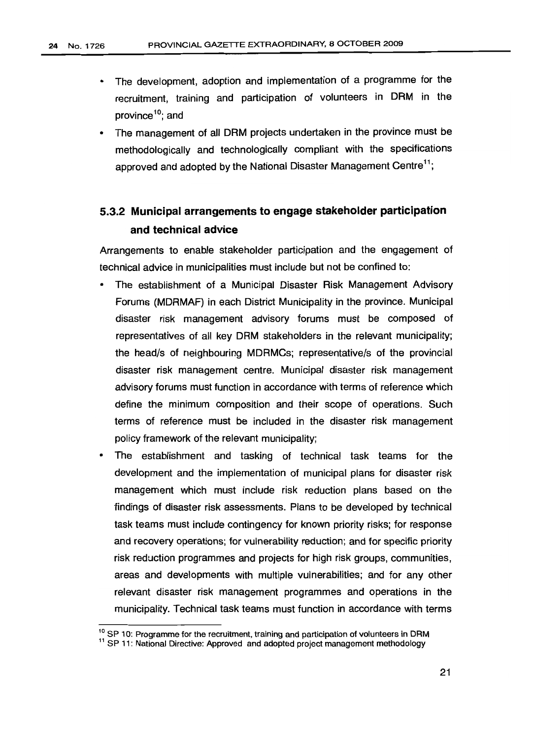- The development, adoption and implementation of a programme for the recruitment, training and participation of volunteers in DRM in the province[10]; and
- The management of all DRM projects undertaken in the province must be methodologically and technologically compliant with the specifications approved and adopted by the National Disaster Management Centre[11];

### 5.3.2 Municipal arrangements to engage stakeholder participation and technical advice

Arrangements to enable stakeholder participation and the engagement of technical advice in municipalities must include but not be confined to:

- The establishment of a Municipal Disaster Risk Management Advisory Forums (MDRMAF) in each District Municipality in the province. Municipal disaster risk management advisory forums must be composed of representatives of all key DRM stakeholders in the relevant municipality; the head/s of neighbouring MDRMCs; representative/s of the provincial disaster risk management centre. Municipal disaster risk management advisory forums must function in accordance with terms of reference which define the minimum composition and their scope of operations. Such terms of reference must be included in the disaster risk management policy framework of the relevant municipality;
- The establishment and tasking of technical task teams for the development and the implementation of municipal plans for disaster risk management which must include risk reduction plans based on the findings of disaster risk assessments. Plans to be developed by technical task teams must include contingency for known priority risks; for response and recovery operations; for vulnerability reduction; and for specific priority risk reduction programmes and projects for high risk groups, communities, areas and developments with multiple vulnerabilities; and for any other relevant disaster risk management programmes and operations in the municipality. Technical task teams must function in accordance with terms

---

[10] SP 10: Programme for the recruitment, training and participation of volunteers in DRM

[11] SP 11: National Directive: Approved and adopted project management methodology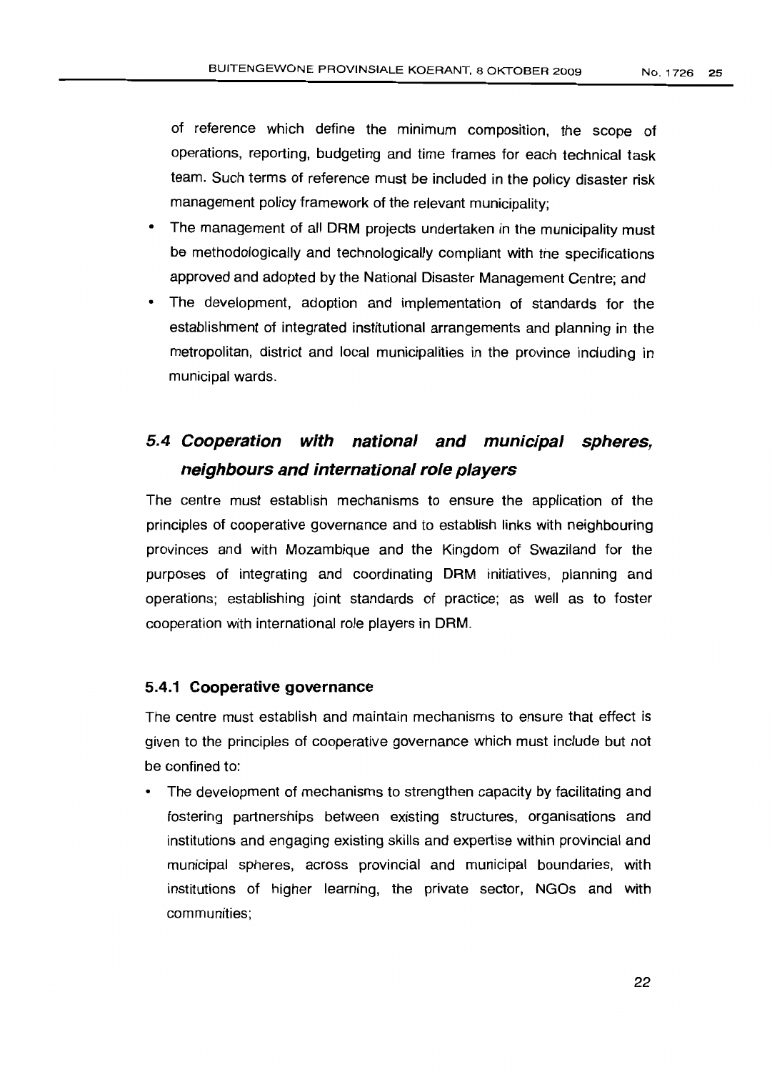of reference which define the minimum composition, the scope of operations, reporting, budgeting and time frames for each technical task team. Such terms of reference must be included in the policy disaster risk management policy framework of the relevant municipality;

- The management of all DRM projects undertaken in the municipality must be methodologically and technologically compliant with the specifications approved and adopted by the National Disaster Management Centre; and
- The development, adoption and implementation of standards for the establishment of integrated institutional arrangements and planning in the metropolitan, district and local municipalities in the province including in municipal wards.

## *5.4 Cooperation with national and municipal spheres, neighbours and international role players*

The centre must establish mechanisms to ensure the application of the principles of cooperative governance and to establish links with neighbouring provinces and with Mozambique and the Kingdom of Swaziland for the purposes of integrating and coordinating DRM initiatives, planning and operations; establishing joint standards of practice; as well as to foster cooperation with international role players in DRM.

### 5.4.1 Cooperative governance

The centre must establish and maintain mechanisms to ensure that effect is given to the principles of cooperative governance which must include but not be confined to:

- The development of mechanisms to strengthen capacity by facilitating and fostering partnerships between existing structures, organisations and institutions and engaging existing skills and expertise within provincial and municipal spheres, across provincial and municipal boundaries, with institutions of higher learning, the private sector, NGOs and with communities;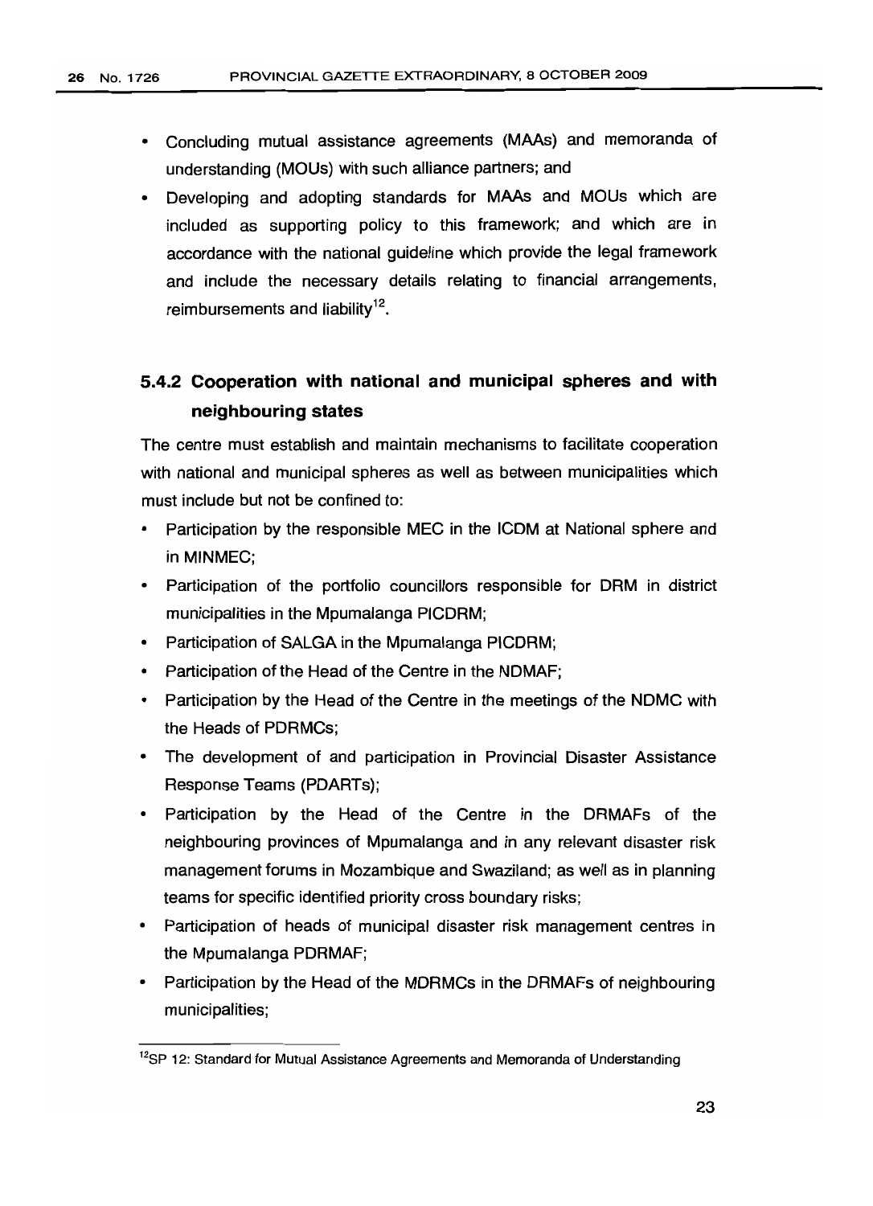- Concluding mutual assistance agreements (MAAs) and memoranda of understanding (MOUs) with such alliance partners; and
- Developing and adopting standards for MAAs and MOUs which are included as supporting policy to this framework; and which are in accordance with the national guideline which provide the legal framework and include the necessary details relating to financial arrangements, reimbursements and liability[12].

### 5.4.2 Cooperation with national and municipal spheres and with neighbouring states

The centre must establish and maintain mechanisms to facilitate cooperation with national and municipal spheres as well as between municipalities which must include but not be confined to:

- Participation by the responsible MEC in the ICDM at National sphere and in MINMEC;
- Participation of the portfolio councillors responsible for DRM in district municipalities in the Mpumalanga PICDRM;
- Participation of SALGA in the Mpumalanga PICDRM;
- Participation of the Head of the Centre in the NDMAF;
- Participation by the Head of the Centre in the meetings of the NDMC with the Heads of PDRMCs;
- The development of and participation in Provincial Disaster Assistance Response Teams (PDARTs);
- Participation by the Head of the Centre in the DRMAFs of the neighbouring provinces of Mpumalanga and in any relevant disaster risk management forums in Mozambique and Swaziland; as well as in planning teams for specific identified priority cross boundary risks;
- Participation of heads of municipal disaster risk management centres in the Mpumalanga PDRMAF;
- Participation by the Head of the MDRMCs in the DRMAFs of neighbouring municipalities;

[12]SP 12: Standard for Mutual Assistance Agreements and Memoranda of Understanding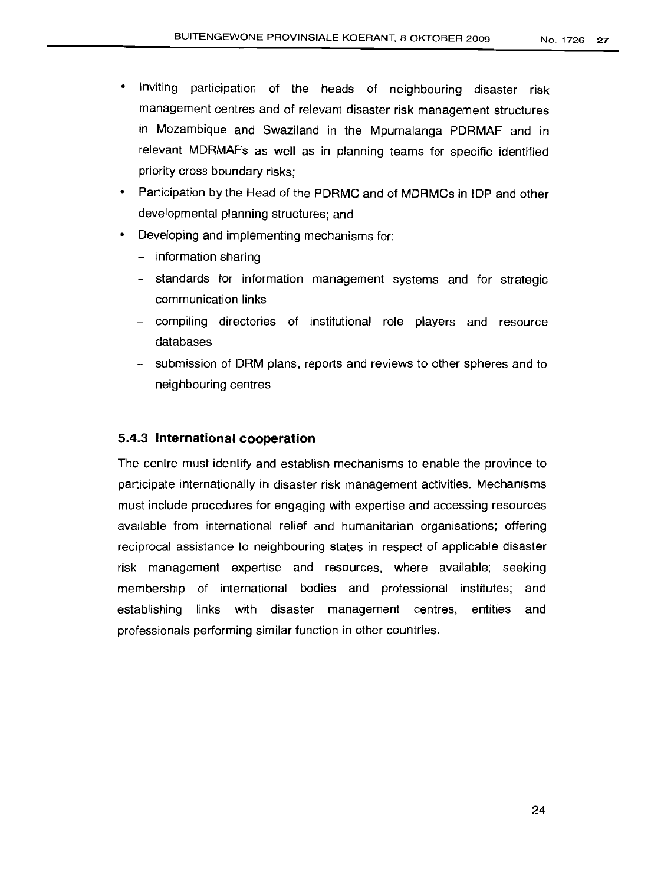- Inviting participation of the heads of neighbouring disaster risk management centres and of relevant disaster risk management structures in Mozambique and Swaziland in the Mpumalanga PDRMAF and in relevant MDRMAFs as well as in planning teams for specific identified priority cross boundary risks;
- Participation by the Head of the PDRMC and of MDRMCs in IDP and other developmental planning structures; and
- Developing and implementing mechanisms for:
  - information sharing
  - standards for information management systems and for strategic communication links
  - compiling directories of institutional role players and resource databases
  - submission of DRM plans, reports and reviews to other spheres and to neighbouring centres

### 5.4.3 International cooperation

The centre must identify and establish mechanisms to enable the province to participate internationally in disaster risk management activities. Mechanisms must include procedures for engaging with expertise and accessing resources available from international relief and humanitarian organisations; offering reciprocal assistance to neighbouring states in respect of applicable disaster risk management expertise and resources, where available; seeking membership of international bodies and professional institutes; and establishing links with disaster management centres, entities and professionals performing similar function in other countries.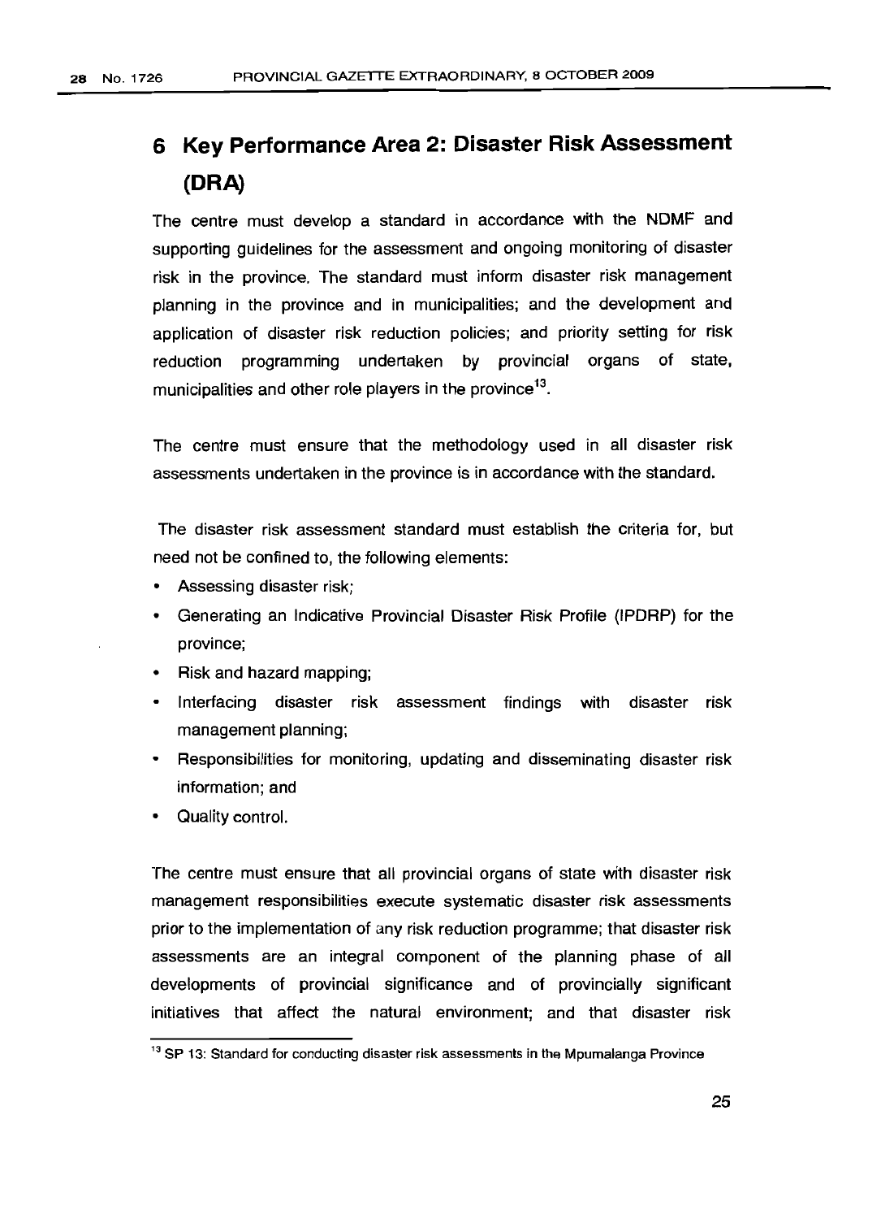# 6 Key Performance Area 2: Disaster Risk Assessment (DRA)

The centre must develop a standard in accordance with the NDMF and supporting guidelines for the assessment and ongoing monitoring of disaster risk in the province. The standard must inform disaster risk management planning in the province and in municipalities; and the development and application of disaster risk reduction policies; and priority setting for risk reduction programming undertaken by provincial organs of state, municipalities and other role players in the province[13].

The centre must ensure that the methodology used in all disaster risk assessments undertaken in the province is in accordance with the standard.

The disaster risk assessment standard must establish the criteria for, but need not be confined to, the following elements:

- Assessing disaster risk;
- Generating an Indicative Provincial Disaster Risk Profile (IPDRP) for the province;
- Risk and hazard mapping;
- Interfacing disaster risk assessment findings with disaster risk management planning;
- Responsibilities for monitoring, updating and disseminating disaster risk information; and
- Quality control.

The centre must ensure that all provincial organs of state with disaster risk management responsibilities execute systematic disaster risk assessments prior to the implementation of any risk reduction programme; that disaster risk assessments are an integral component of the planning phase of all developments of provincial significance and of provincially significant initiatives that affect the natural environment; and that disaster risk

[13] SP 13: Standard for conducting disaster risk assessments in the Mpumalanga Province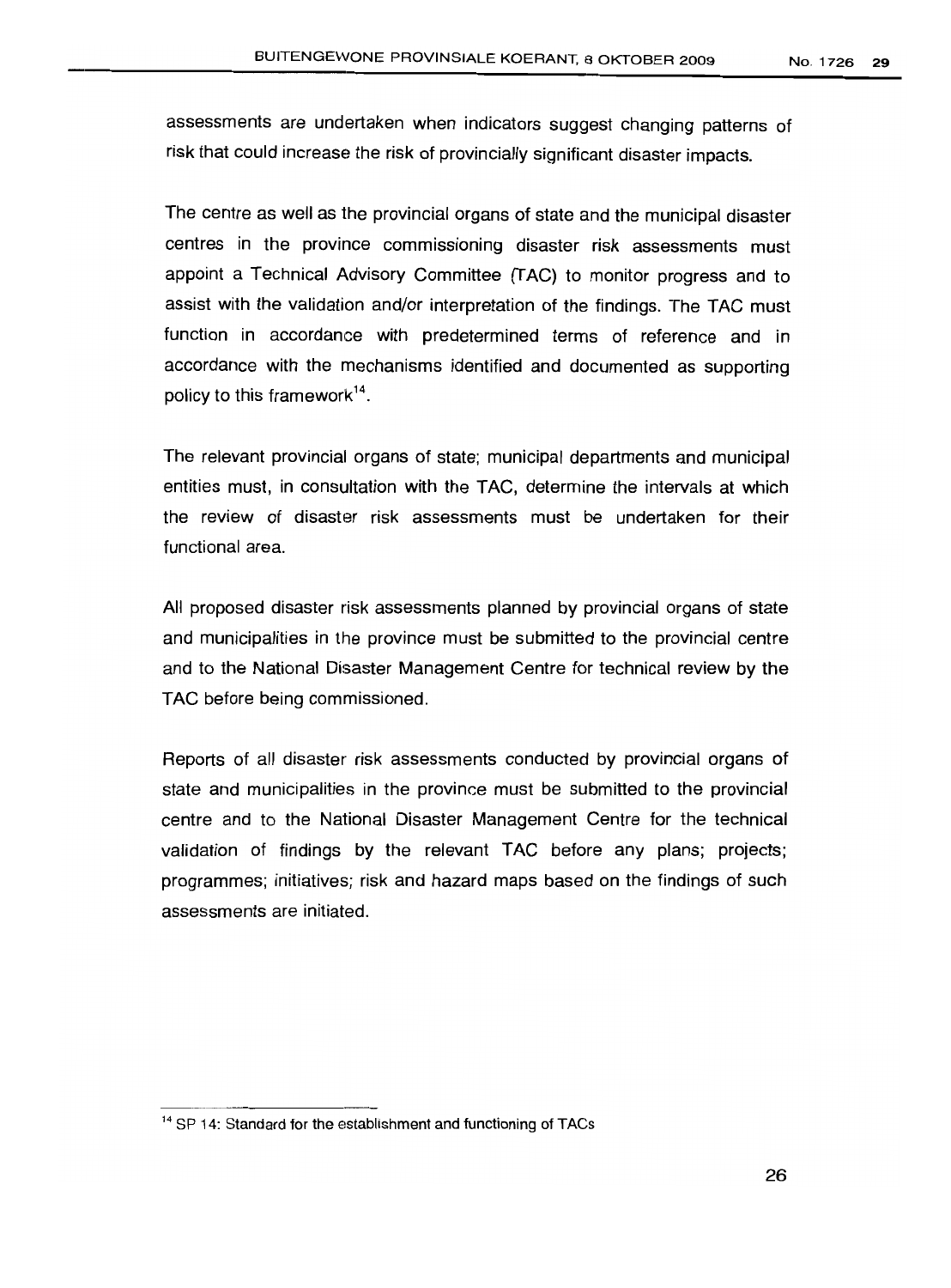assessments are undertaken when indicators suggest changing patterns of risk that could increase the risk of provincially significant disaster impacts.

The centre as well as the provincial organs of state and the municipal disaster centres in the province commissioning disaster risk assessments must appoint a Technical Advisory Committee (TAC) to monitor progress and to assist with the validation and/or interpretation of the findings. The TAC must function in accordance with predetermined terms of reference and in accordance with the mechanisms identified and documented as supporting policy to this framework[14].

The relevant provincial organs of state; municipal departments and municipal entities must, in consultation with the TAC, determine the intervals at which the review of disaster risk assessments must be undertaken for their functional area.

All proposed disaster risk assessments planned by provincial organs of state and municipalities in the province must be submitted to the provincial centre and to the National Disaster Management Centre for technical review by the TAC before being commissioned.

Reports of all disaster risk assessments conducted by provincial organs of state and municipalities in the province must be submitted to the provincial centre and to the National Disaster Management Centre for the technical validation of findings by the relevant TAC before any plans; projects; programmes; initiatives; risk and hazard maps based on the findings of such assessments are initiated.

[14] SP 14: Standard for the establishment and functioning of TACs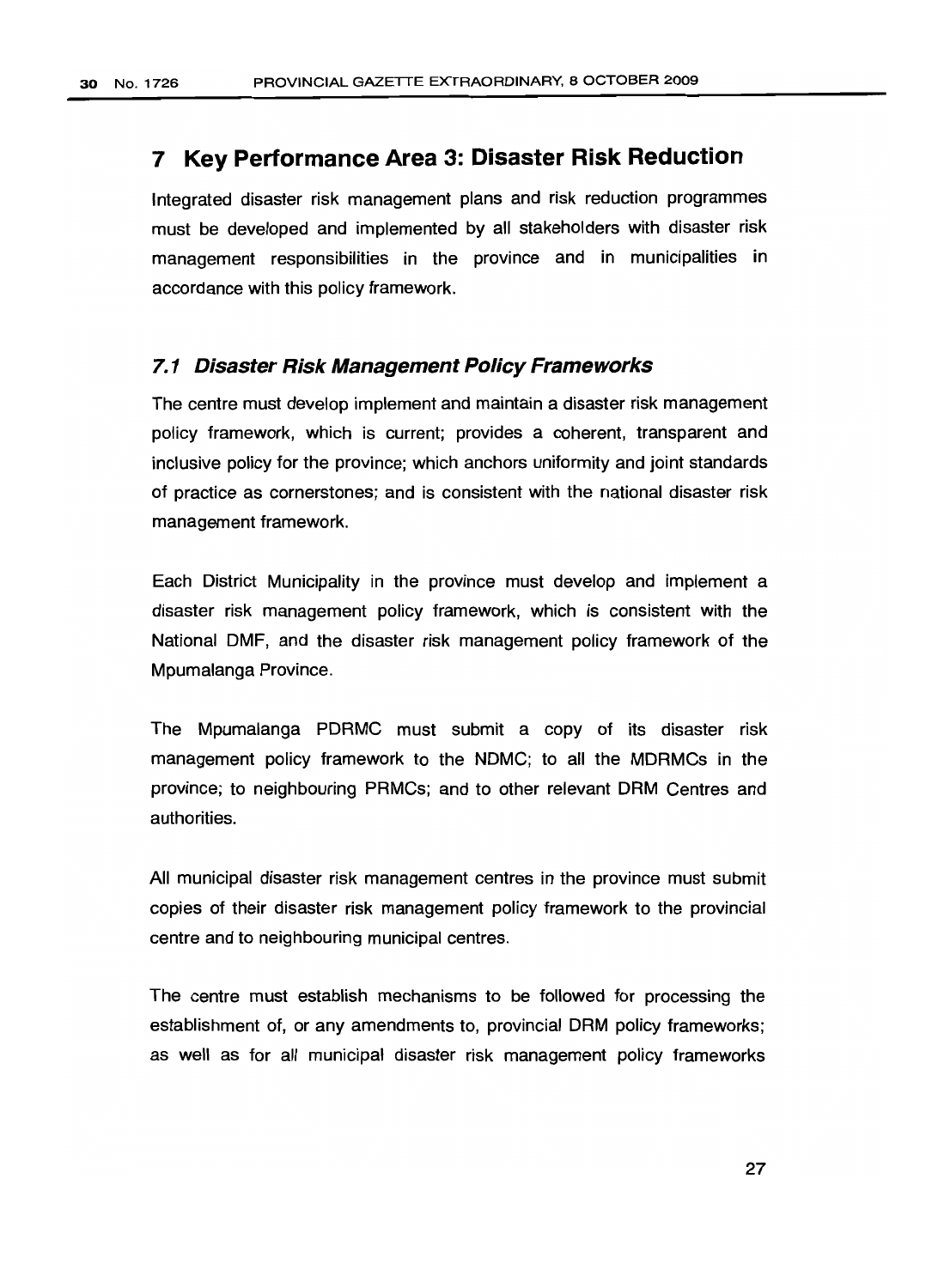# 7 Key Performance Area 3: Disaster Risk Reduction

Integrated disaster risk management plans and risk reduction programmes must be developed and implemented by all stakeholders with disaster risk management responsibilities in the province and in municipalities in accordance with this policy framework.

## *7.1 Disaster Risk Management Policy Frameworks*

The centre must develop implement and maintain a disaster risk management policy framework, which is current; provides a coherent, transparent and inclusive policy for the province; which anchors uniformity and joint standards of practice as cornerstones; and is consistent with the national disaster risk management framework.

Each District Municipality in the province must develop and implement a disaster risk management policy framework, which is consistent with the National DMF, and the disaster risk management policy framework of the Mpumalanga Province.

The Mpumalanga PDRMC must submit a copy of its disaster risk management policy framework to the NDMC; to all the MDRMCs in the province; to neighbouring PRMCs; and to other relevant DRM Centres and authorities.

All municipal disaster risk management centres in the province must submit copies of their disaster risk management policy framework to the provincial centre and to neighbouring municipal centres.

The centre must establish mechanisms to be followed for processing the establishment of, or any amendments to, provincial DRM policy frameworks; as well as for *all* municipal disaster risk management policy frameworks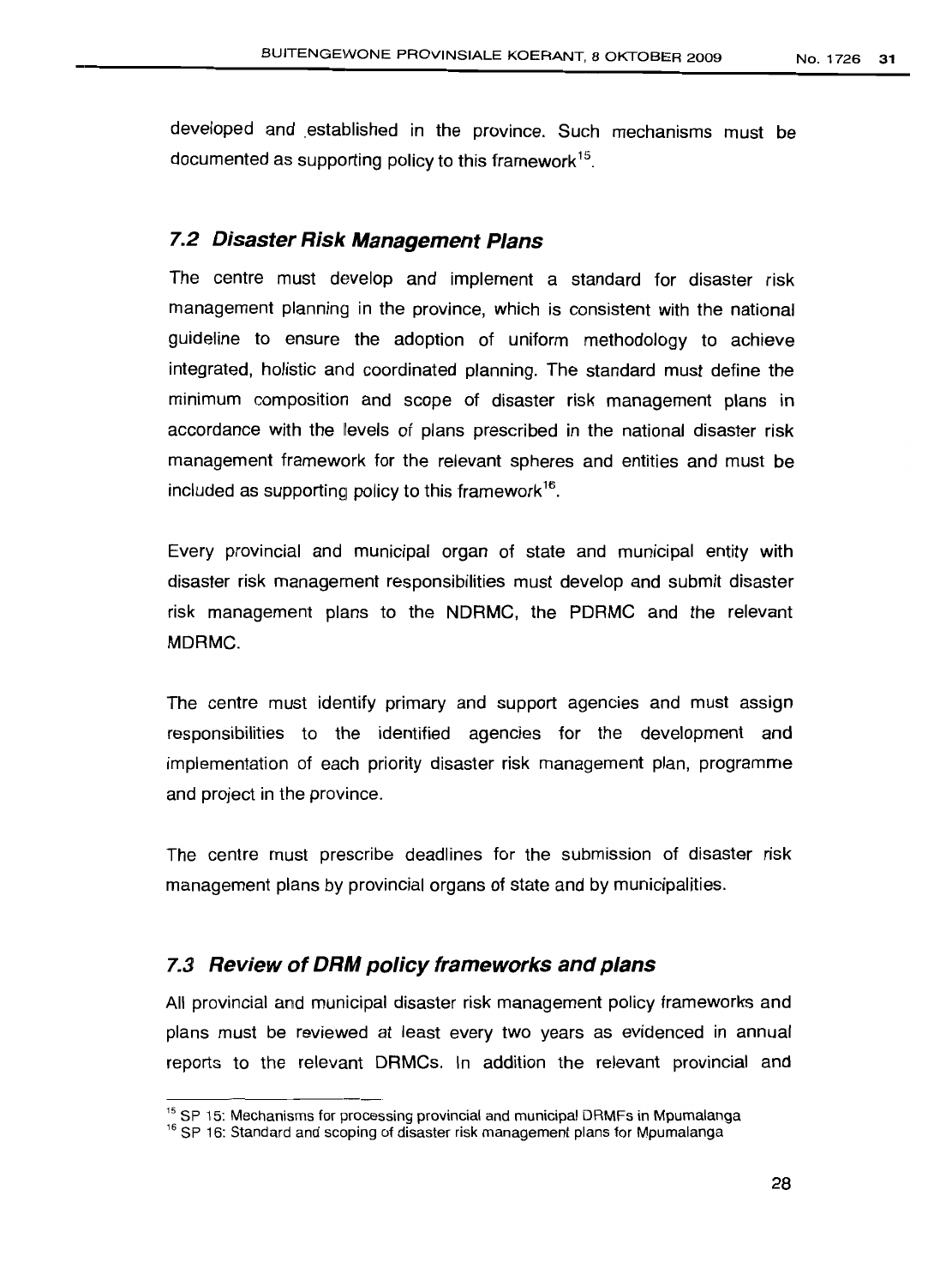developed and established in the province. Such mechanisms must be documented as supporting policy to this framework[15].

### *7.2 Disaster Risk Management Plans*

The centre must develop and implement a standard for disaster risk management planning in the province, which is consistent with the national guideline to ensure the adoption of uniform methodology to achieve integrated, holistic and coordinated planning. The standard must define the minimum composition and scope of disaster risk management plans in accordance with the levels of plans prescribed in the national disaster risk management framework for the relevant spheres and entities and must be included as supporting policy to this framework[16].

Every provincial and municipal organ of state and municipal entity with disaster risk management responsibilities must develop and submit disaster risk management plans to the NDRMC, the PDRMC and the relevant MDRMC.

The centre must identify primary and support agencies and must assign responsibilities to the identified agencies for the development and implementation of each priority disaster risk management plan, programme and project in the province.

The centre must prescribe deadlines for the submission of disaster risk management plans by provincial organs of state and by municipalities.

### *7.3 Review of DRM policy frameworks and plans*

All provincial and municipal disaster risk management policy frameworks and plans must be reviewed at least every two years as evidenced in annual reports to the relevant DRMCs. In addition the relevant provincial and

---

[15] SP 15: Mechanisms for processing provincial and municipal DRMFs in Mpumalanga

[16] SP 16: Standard and scoping of disaster risk management plans for Mpumalanga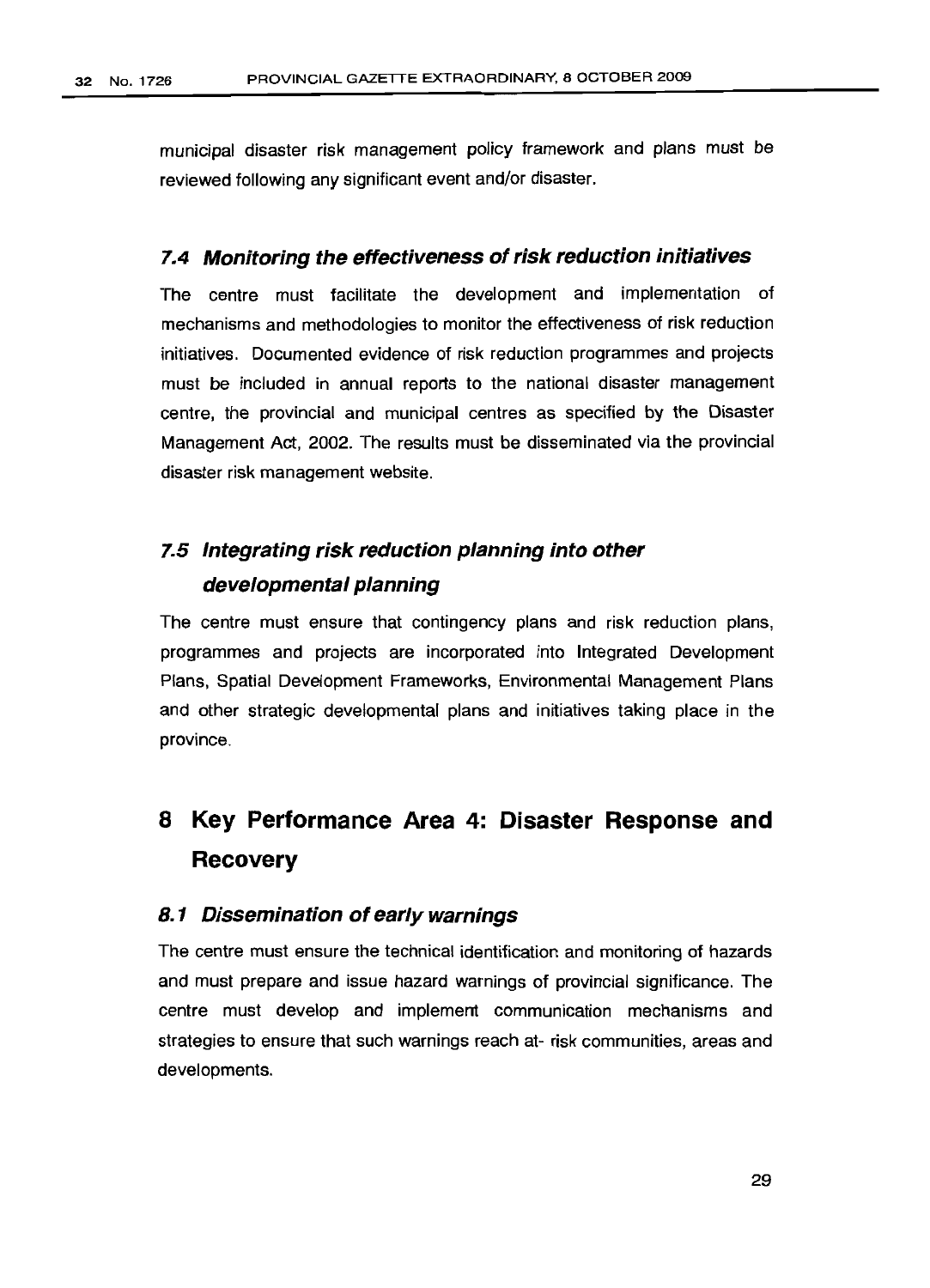municipal disaster risk management policy framework and plans must be reviewed following any significant event and/or disaster.

### *7.4 Monitoring the effectiveness of risk reduction initiatives*

The centre must facilitate the development and implementation of mechanisms and methodologies to monitor the effectiveness of risk reduction initiatives. Documented evidence of risk reduction programmes and projects must be included in annual reports to the national disaster management centre, the provincial and municipal centres as specified by the Disaster Management Act, 2002. The results must be disseminated via the provincial disaster risk management website.

### *7.5 Integrating risk reduction planning into other developmental planning*

The centre must ensure that contingency plans and risk reduction plans, programmes and projects are incorporated into Integrated Development Plans, Spatial Development Frameworks, Environmental Management Plans and other strategic developmental plans and initiatives taking place in the province.

## 8 Key Performance Area 4: Disaster Response and Recovery

### *8.1 Dissemination of early warnings*

The centre must ensure the technical identification and monitoring of hazards and must prepare and issue hazard warnings of provincial significance. The centre must develop and implement communication mechanisms and strategies to ensure that such warnings reach at- risk communities, areas and developments.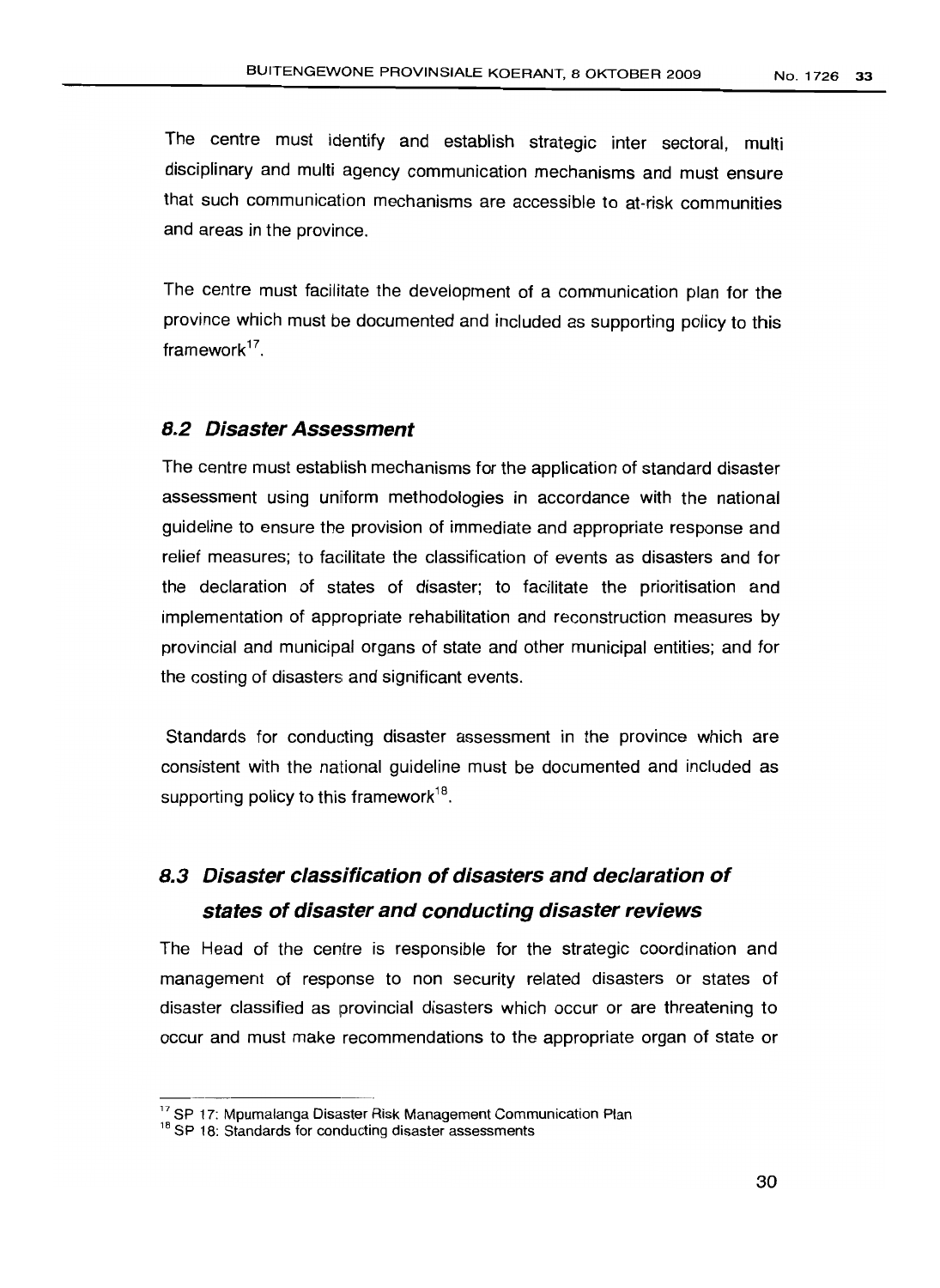The centre must identify and establish strategic inter sectoral, multi disciplinary and multi agency communication mechanisms and must ensure that such communication mechanisms are accessible to at-risk communities and areas in the province.

The centre must facilitate the development of a communication plan for the province which must be documented and included as supporting policy to this framework[17].

## *8.2 Disaster Assessment*

The centre must establish mechanisms for the application of standard disaster assessment using uniform methodologies in accordance with the national guideline to ensure the provision of immediate and appropriate response and relief measures; to facilitate the classification of events as disasters and for the declaration of states of disaster; to facilitate the prioritisation and implementation of appropriate rehabilitation and reconstruction measures by provincial and municipal organs of state and other municipal entities; and for the costing of disasters and significant events.

Standards for conducting disaster assessment in the province which are consistent with the national guideline must be documented and included as supporting policy to this framework[18].

## *8.3 Disaster classification of disasters and declaration of states of disaster and conducting disaster reviews*

The Head of the centre is responsible for the strategic coordination and management of response to non security related disasters or states of disaster classified as provincial disasters which occur or are threatening to occur and must make recommendations to the appropriate organ of state or

[17] SP 17: Mpumalanga Disaster Risk Management Communication Plan

[18] SP 18: Standards for conducting disaster assessments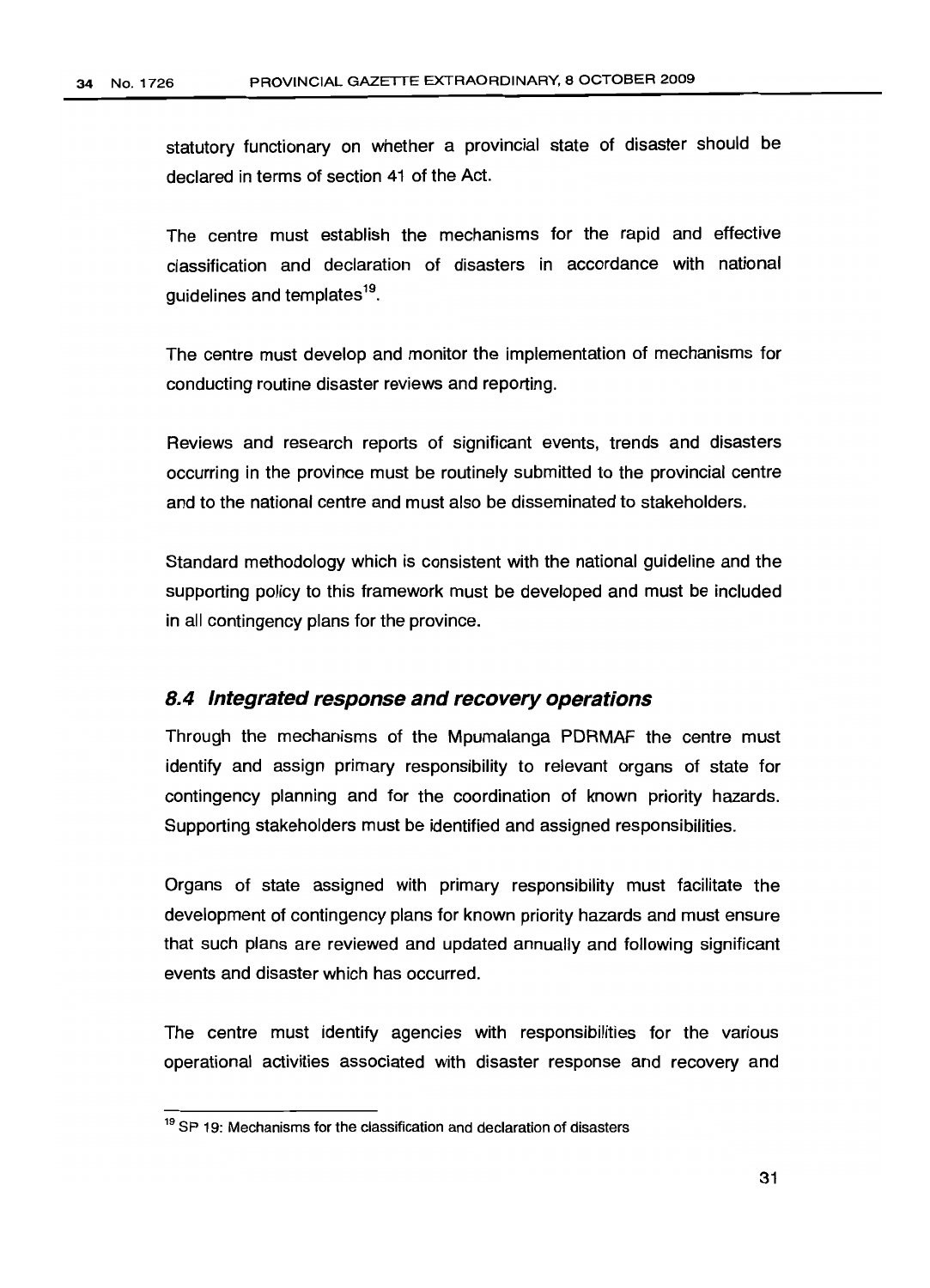statutory functionary on whether a provincial state of disaster should be declared in terms of section 41 of the Act.

The centre must establish the mechanisms for the rapid and effective classification and declaration of disasters in accordance with national guidelines and templates[19].

The centre must develop and monitor the implementation of mechanisms for conducting routine disaster reviews and reporting.

Reviews and research reports of significant events, trends and disasters occurring in the province must be routinely submitted to the provincial centre and to the national centre and must also be disseminated to stakeholders.

Standard methodology which is consistent with the national guideline and the supporting policy to this framework must be developed and must be included in all contingency plans for the province.

### *8.4 Integrated response and recovery operations*

Through the mechanisms of the Mpumalanga PDRMAF the centre must identify and assign primary responsibility to relevant organs of state for contingency planning and for the coordination of known priority hazards. Supporting stakeholders must be identified and assigned responsibilities.

Organs of state assigned with primary responsibility must facilitate the development of contingency plans for known priority hazards and must ensure that such plans are reviewed and updated annually and following significant events and disaster which has occurred.

The centre must identify agencies with responsibilities for the various operational activities associated with disaster response and recovery and

---

[19] SP 19: Mechanisms for the classification and declaration of disasters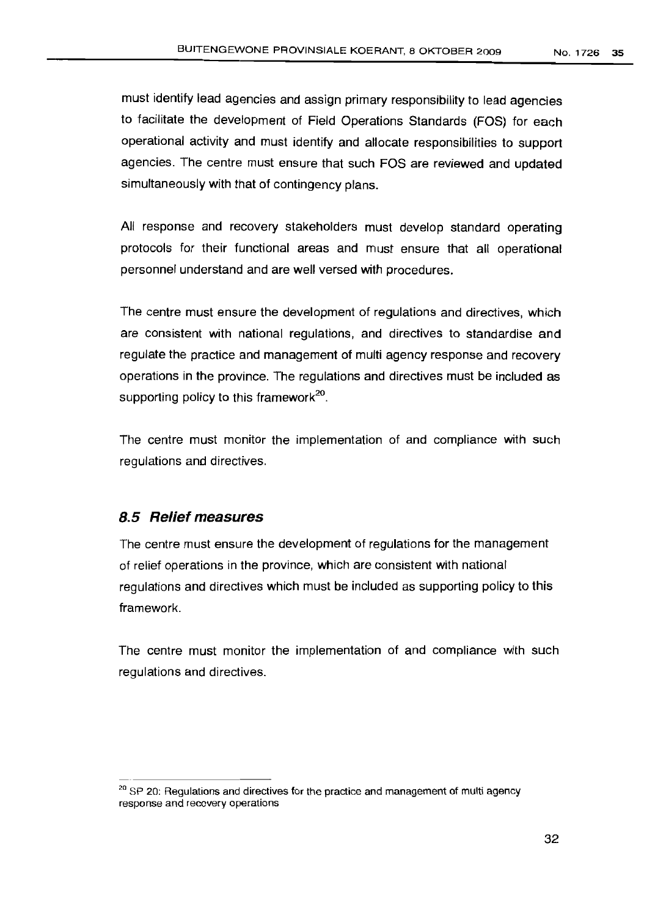must identify lead agencies and assign primary responsibility to lead agencies to facilitate the development of Field Operations Standards (FOS) for each operational activity and must identify and allocate responsibilities to support agencies. The centre must ensure that such FOS are reviewed and updated simultaneously with that of contingency plans.

All response and recovery stakeholders must develop standard operating protocols for their functional areas and must ensure that all operational personnel understand and are well versed with procedures.

The centre must ensure the development of regulations and directives, which are consistent with national regulations, and directives to standardise and regulate the practice and management of multi agency response and recovery operations in the province. The regulations and directives must be included as supporting policy to this framework[20].

The centre must monitor the implementation of and compliance with such regulations and directives.

### *8.5 Relief measures*

The centre must ensure the development of regulations for the management of relief operations in the province, which are consistent with national regulations and directives which must be included as supporting policy to this framework.

The centre must monitor the implementation of and compliance with such regulations and directives.

---

[20] SP 20: Regulations and directives for the practice and management of multi agency response and recovery operations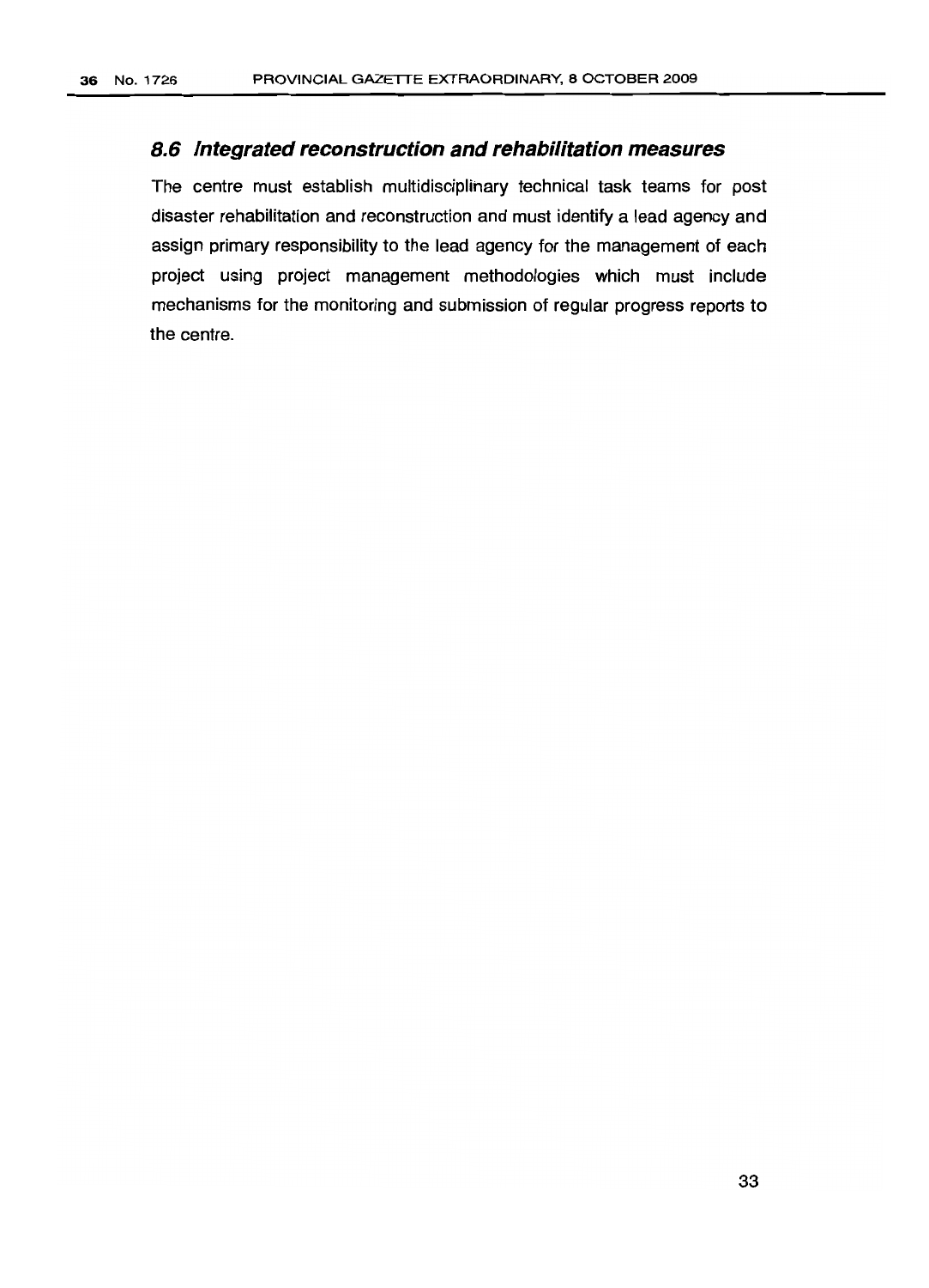### *8.6 Integrated reconstruction and rehabilitation measures*

The centre must establish multidisciplinary technical task teams for post disaster rehabilitation and reconstruction and must identify a lead agency and assign primary responsibility to the lead agency for the management of each project using project management methodologies which must include mechanisms for the monitoring and submission of regular progress reports to the centre.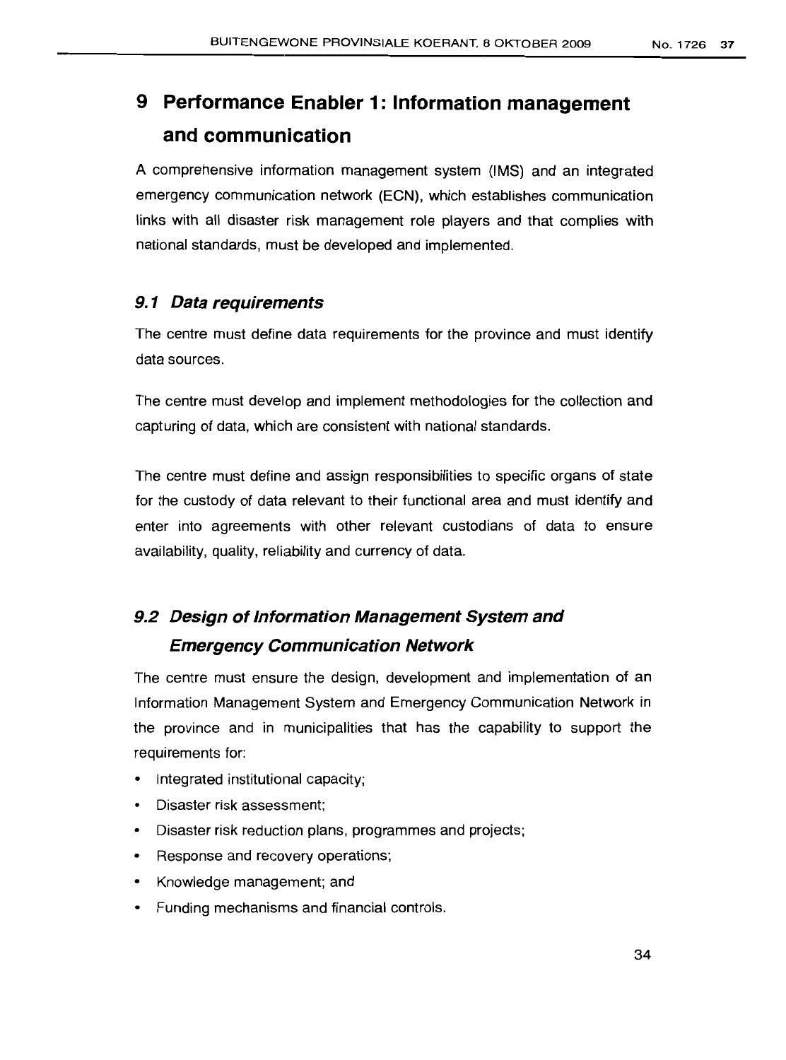# 9 Performance Enabler 1: Information management and communication

A comprehensive information management system (IMS) and an integrated emergency communication network (ECN), which establishes communication links with all disaster risk management role players and that complies with national standards, must be developed and implemented.

## *9.1 Data requirements*

The centre must define data requirements for the province and must identify data sources.

The centre must develop and implement methodologies for the collection and capturing of data, which are consistent with national standards.

The centre must define and assign responsibilities to specific organs of state for the custody of data relevant to their functional area and must identify and enter into agreements with other relevant custodians of data to ensure availability, quality, reliability and currency of data.

## *9.2 Design of Information Management System and Emergency Communication Network*

The centre must ensure the design, development and implementation of an Information Management System and Emergency Communication Network in the province and in municipalities that has the capability to support the requirements for:

- Integrated institutional capacity;
- Disaster risk assessment;
- Disaster risk reduction plans, programmes and projects;
- Response and recovery operations;
- Knowledge management; and
- Funding mechanisms and financial controls.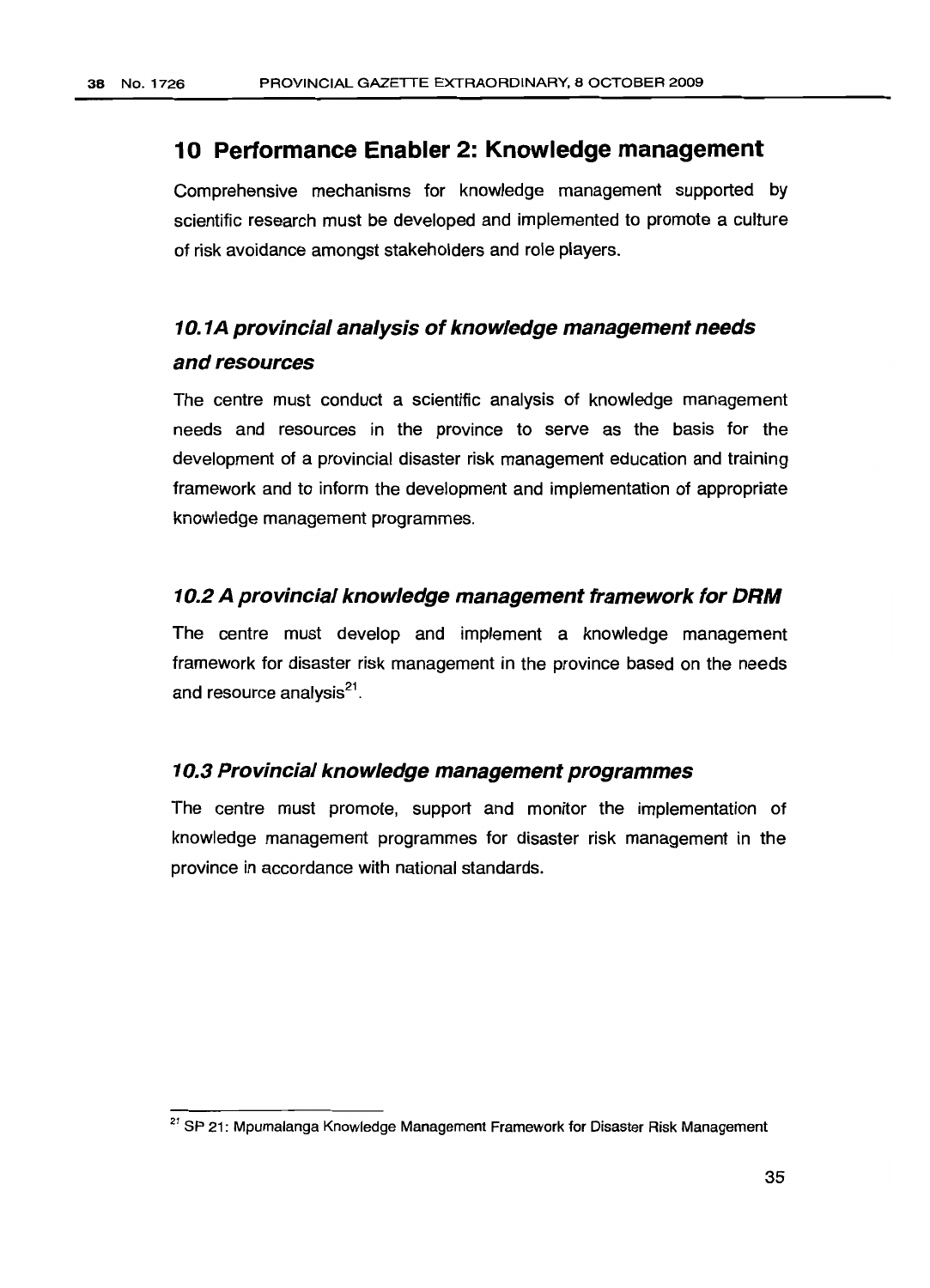## 10 Performance Enabler 2: Knowledge management

Comprehensive mechanisms for knowledge management supported by scientific research must be developed and implemented to promote a culture of risk avoidance amongst stakeholders and role players.

### *10.1A provincial analysis of knowledge management needs and resources*

The centre must conduct a scientific analysis of knowledge management needs and resources in the province to serve as the basis for the development of a provincial disaster risk management education and training framework and to inform the development and implementation of appropriate knowledge management programmes.

### *10.2 A provincial knowledge management framework for DRM*

The centre must develop and implement a knowledge management framework for disaster risk management in the province based on the needs and resource analysis[21].

### *10.3 Provincial knowledge management programmes*

The centre must promote, support and monitor the implementation of knowledge management programmes for disaster risk management in the province in accordance with national standards.

---

[21] SP 21: Mpumalanga Knowledge Management Framework for Disaster Risk Management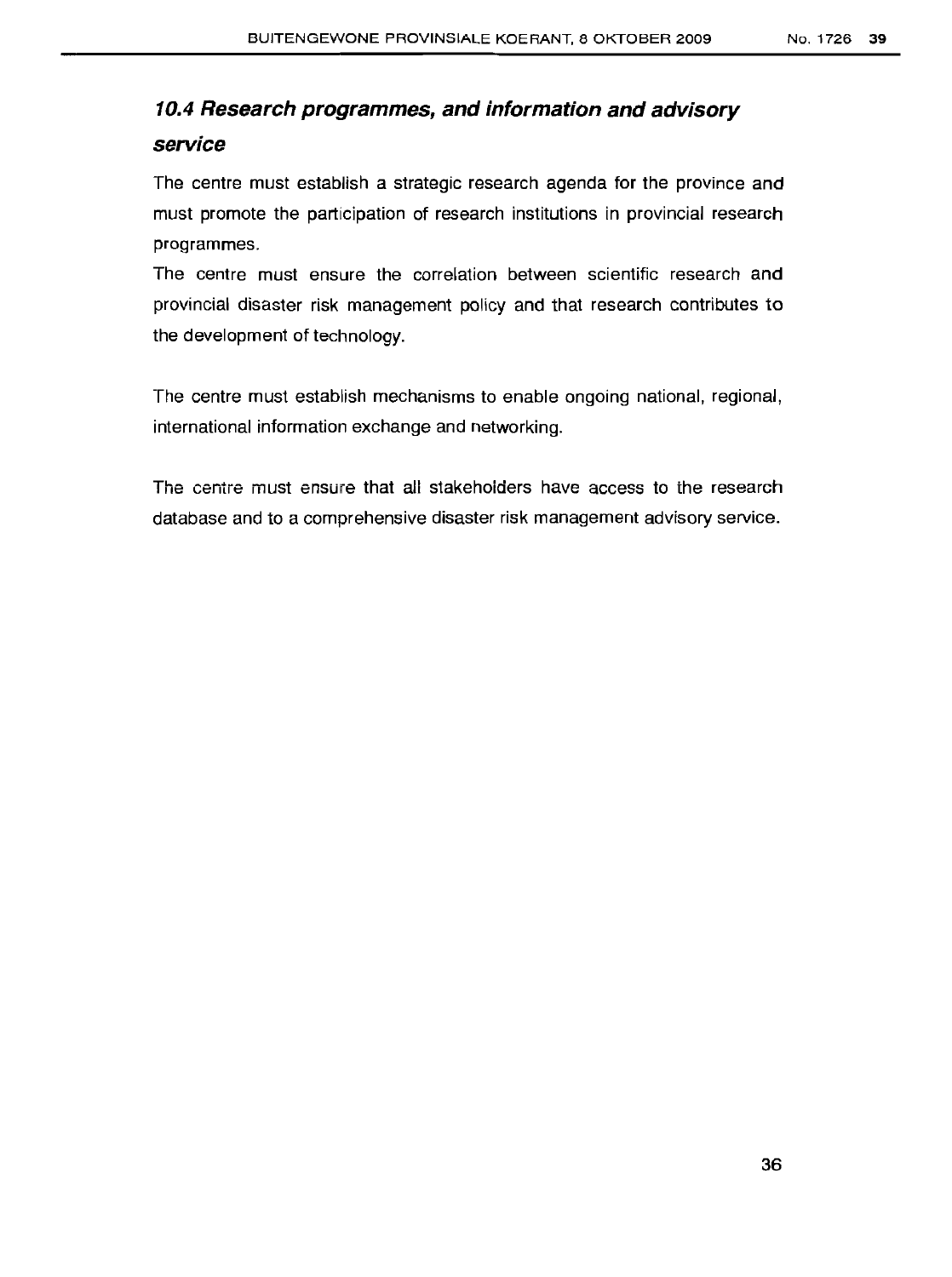### *10.4 Research programmes, and information and advisory service*

The centre must establish a strategic research agenda for the province and must promote the participation of research institutions in provincial research programmes.

The centre must ensure the correlation between scientific research and provincial disaster risk management policy and that research contributes to the development of technology.

The centre must establish mechanisms to enable ongoing national, regional, international information exchange and networking.

The centre must ensure that all stakeholders have access to the research database and to a comprehensive disaster risk management advisory service.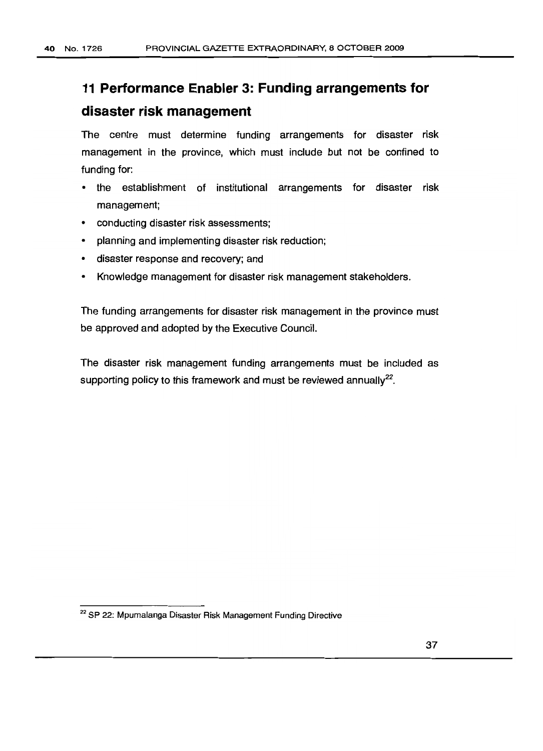# 11 Performance Enabler 3: Funding arrangements for disaster risk management

The centre must determine funding arrangements for disaster risk management in the province, which must include but not be confined to funding for:

- the establishment of institutional arrangements for disaster risk management;
- conducting disaster risk assessments;
- planning and implementing disaster risk reduction;
- disaster response and recovery; and
- Knowledge management for disaster risk management stakeholders.

The funding arrangements for disaster risk management in the province must be approved and adopted by the Executive Council.

The disaster risk management funding arrangements must be included as supporting policy to this framework and must be reviewed annually[22].

[22] SP 22: Mpumalanga Disaster Risk Management Funding Directive